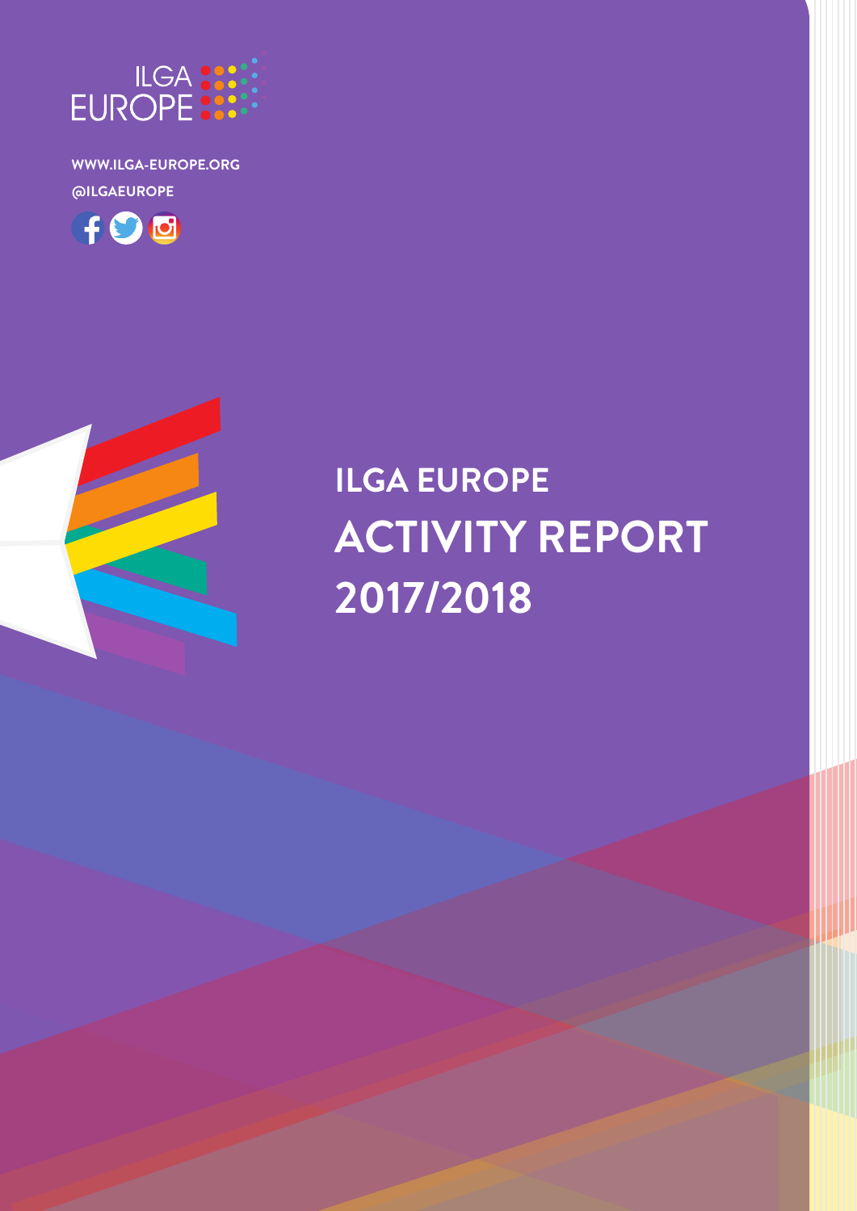ILGA EUROPE

WWW.ILGA-EUROPE.ORG

@ILGAEUROPE

# ILGA EUROPE ACTIVITY REPORT 2017/2018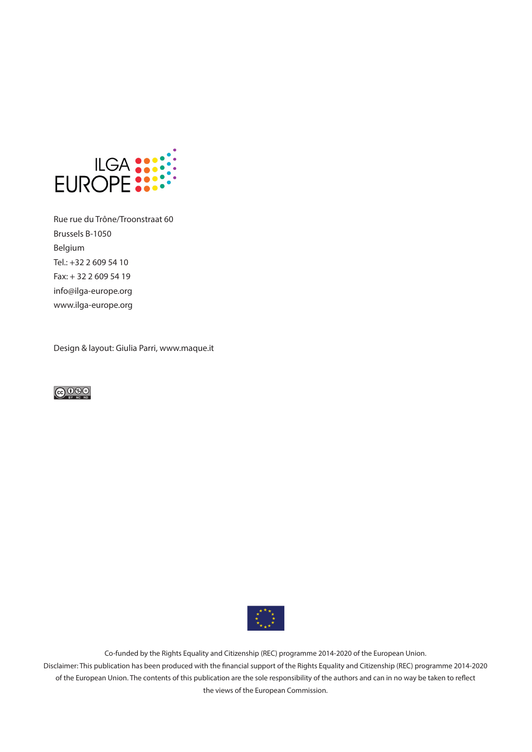ILGA EUROPE

Rue rue du Trône/Troonstraat 60
Brussels B-1050
Belgium
Tel.: +32 2 609 54 10
Fax: + 32 2 609 54 19
info@ilga-europe.org
www.ilga-europe.org

Design & layout: Giulia Parri, www.maque.it

Co-funded by the Rights Equality and Citizenship (REC) programme 2014-2020 of the European Union.
Disclaimer: This publication has been produced with the financial support of the Rights Equality and Citizenship (REC) programme 2014-2020 of the European Union. The contents of this publication are the sole responsibility of the authors and can in no way be taken to reflect the views of the European Commission.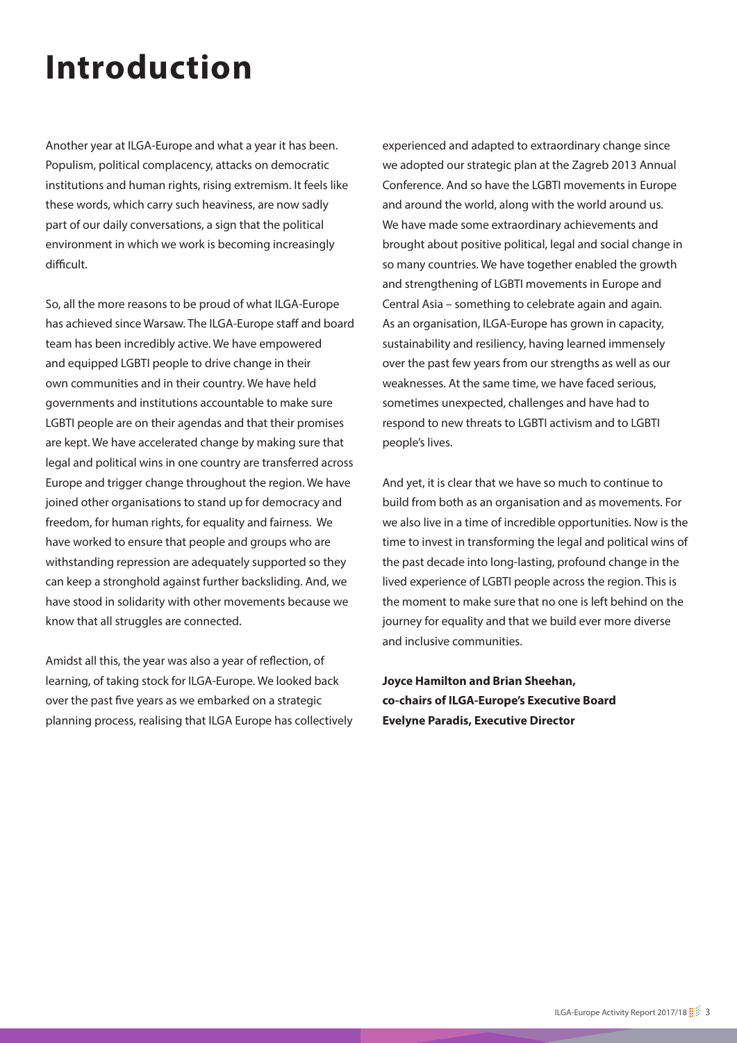# Introduction

Another year at ILGA-Europe and what a year it has been. Populism, political complacency, attacks on democratic institutions and human rights, rising extremism. It feels like these words, which carry such heaviness, are now sadly part of our daily conversations, a sign that the political environment in which we work is becoming increasingly difficult.

So, all the more reasons to be proud of what ILGA-Europe has achieved since Warsaw. The ILGA-Europe staff and board team has been incredibly active. We have empowered and equipped LGBTI people to drive change in their own communities and in their country. We have held governments and institutions accountable to make sure LGBTI people are on their agendas and that their promises are kept. We have accelerated change by making sure that legal and political wins in one country are transferred across Europe and trigger change throughout the region. We have joined other organisations to stand up for democracy and freedom, for human rights, for equality and fairness. We have worked to ensure that people and groups who are withstanding repression are adequately supported so they can keep a stronghold against further backsliding. And, we have stood in solidarity with other movements because we know that all struggles are connected.

Amidst all this, the year was also a year of reflection, of learning, of taking stock for ILGA-Europe. We looked back over the past five years as we embarked on a strategic planning process, realising that ILGA Europe has collectively experienced and adapted to extraordinary change since we adopted our strategic plan at the Zagreb 2013 Annual Conference. And so have the LGBTI movements in Europe and around the world, along with the world around us. We have made some extraordinary achievements and brought about positive political, legal and social change in so many countries. We have together enabled the growth and strengthening of LGBTI movements in Europe and Central Asia – something to celebrate again and again. As an organisation, ILGA-Europe has grown in capacity, sustainability and resiliency, having learned immensely over the past few years from our strengths as well as our weaknesses. At the same time, we have faced serious, sometimes unexpected, challenges and have had to respond to new threats to LGBTI activism and to LGBTI people's lives.

And yet, it is clear that we have so much to continue to build from both as an organisation and as movements. For we also live in a time of incredible opportunities. Now is the time to invest in transforming the legal and political wins of the past decade into long-lasting, profound change in the lived experience of LGBTI people across the region. This is the moment to make sure that no one is left behind on the journey for equality and that we build ever more diverse and inclusive communities.

**Joyce Hamilton and Brian Sheehan,**
**co-chairs of ILGA-Europe's Executive Board**
**Evelyne Paradis, Executive Director**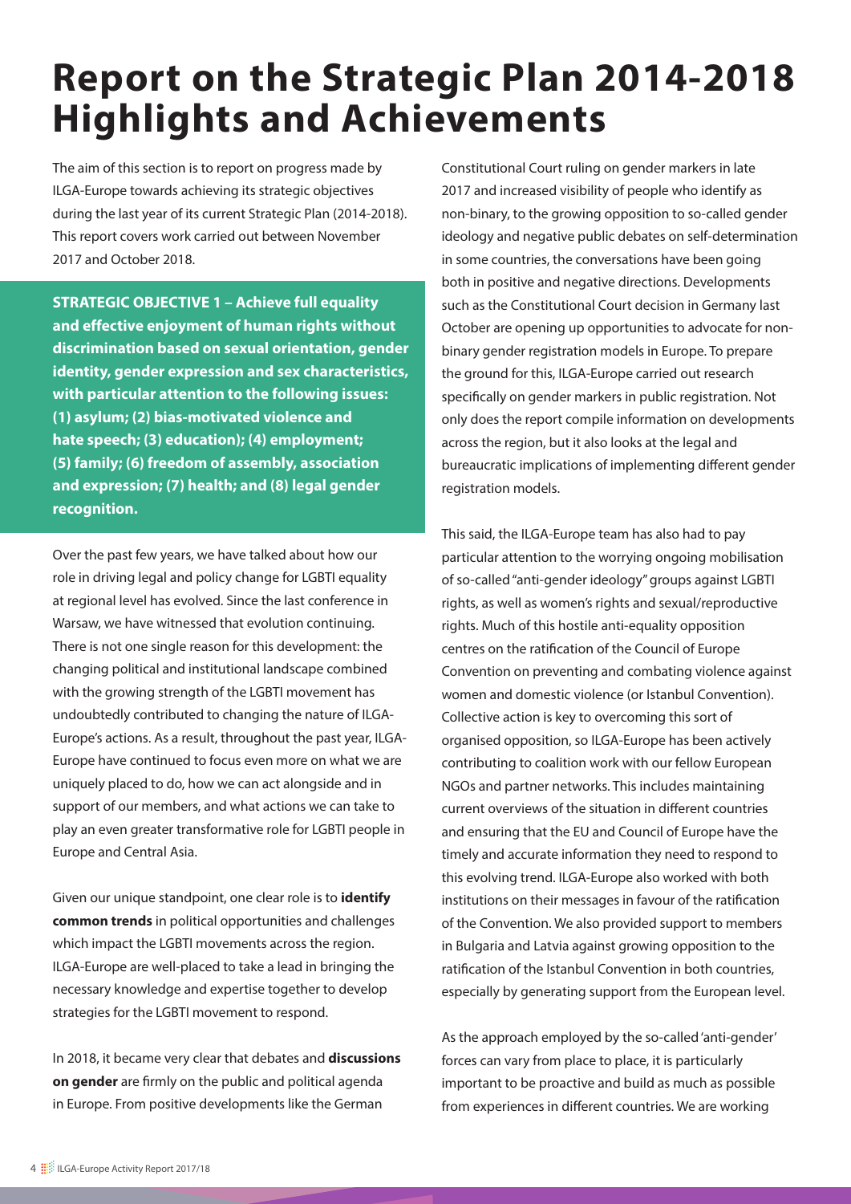# Report on the Strategic Plan 2014-2018 Highlights and Achievements

The aim of this section is to report on progress made by ILGA-Europe towards achieving its strategic objectives during the last year of its current Strategic Plan (2014-2018). This report covers work carried out between November 2017 and October 2018.

**STRATEGIC OBJECTIVE 1 – Achieve full equality and effective enjoyment of human rights without discrimination based on sexual orientation, gender identity, gender expression and sex characteristics, with particular attention to the following issues: (1) asylum; (2) bias-motivated violence and hate speech; (3) education); (4) employment; (5) family; (6) freedom of assembly, association and expression; (7) health; and (8) legal gender recognition.**

Over the past few years, we have talked about how our role in driving legal and policy change for LGBTI equality at regional level has evolved. Since the last conference in Warsaw, we have witnessed that evolution continuing. There is not one single reason for this development: the changing political and institutional landscape combined with the growing strength of the LGBTI movement has undoubtedly contributed to changing the nature of ILGA-Europe's actions. As a result, throughout the past year, ILGA-Europe have continued to focus even more on what we are uniquely placed to do, how we can act alongside and in support of our members, and what actions we can take to play an even greater transformative role for LGBTI people in Europe and Central Asia.

Given our unique standpoint, one clear role is to **identify common trends** in political opportunities and challenges which impact the LGBTI movements across the region. ILGA-Europe are well-placed to take a lead in bringing the necessary knowledge and expertise together to develop strategies for the LGBTI movement to respond.

In 2018, it became very clear that debates and **discussions on gender** are firmly on the public and political agenda in Europe. From positive developments like the German Constitutional Court ruling on gender markers in late 2017 and increased visibility of people who identify as non-binary, to the growing opposition to so-called gender ideology and negative public debates on self-determination in some countries, the conversations have been going both in positive and negative directions. Developments such as the Constitutional Court decision in Germany last October are opening up opportunities to advocate for non-binary gender registration models in Europe. To prepare the ground for this, ILGA-Europe carried out research specifically on gender markers in public registration. Not only does the report compile information on developments across the region, but it also looks at the legal and bureaucratic implications of implementing different gender registration models.

This said, the ILGA-Europe team has also had to pay particular attention to the worrying ongoing mobilisation of so-called "anti-gender ideology" groups against LGBTI rights, as well as women's rights and sexual/reproductive rights. Much of this hostile anti-equality opposition centres on the ratification of the Council of Europe Convention on preventing and combating violence against women and domestic violence (or Istanbul Convention). Collective action is key to overcoming this sort of organised opposition, so ILGA-Europe has been actively contributing to coalition work with our fellow European NGOs and partner networks. This includes maintaining current overviews of the situation in different countries and ensuring that the EU and Council of Europe have the timely and accurate information they need to respond to this evolving trend. ILGA-Europe also worked with both institutions on their messages in favour of the ratification of the Convention. We also provided support to members in Bulgaria and Latvia against growing opposition to the ratification of the Istanbul Convention in both countries, especially by generating support from the European level.

As the approach employed by the so-called 'anti-gender' forces can vary from place to place, it is particularly important to be proactive and build as much as possible from experiences in different countries. We are working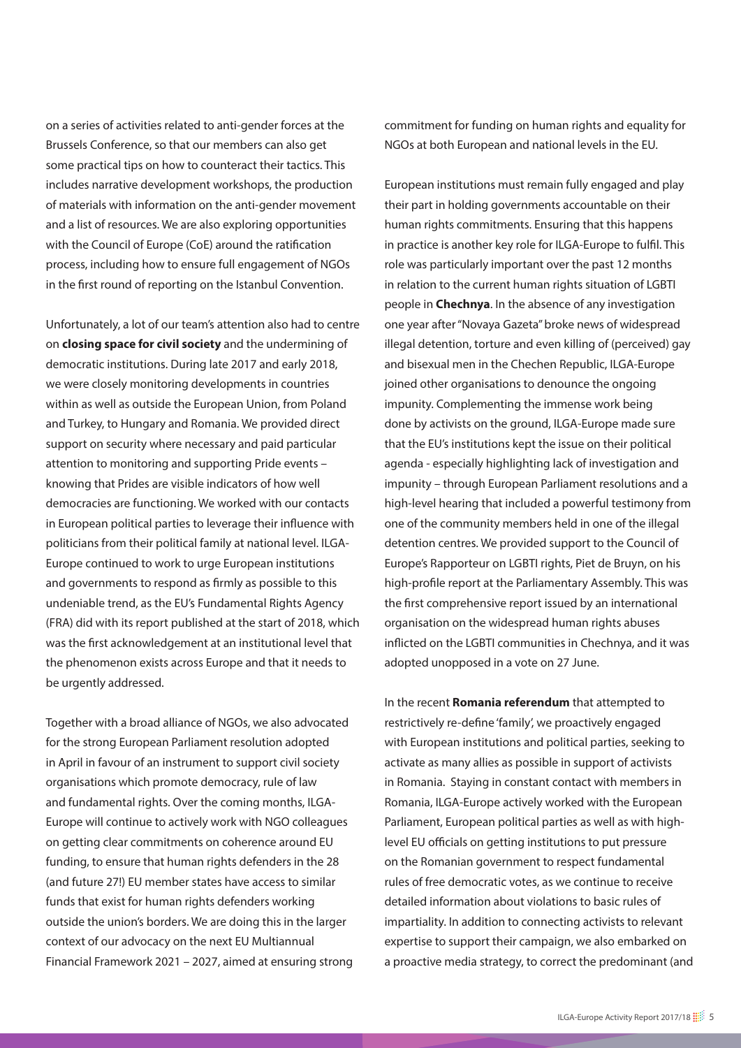on a series of activities related to anti-gender forces at the Brussels Conference, so that our members can also get some practical tips on how to counteract their tactics. This includes narrative development workshops, the production of materials with information on the anti-gender movement and a list of resources. We are also exploring opportunities with the Council of Europe (CoE) around the ratification process, including how to ensure full engagement of NGOs in the first round of reporting on the Istanbul Convention.

Unfortunately, a lot of our team's attention also had to centre on **closing space for civil society** and the undermining of democratic institutions. During late 2017 and early 2018, we were closely monitoring developments in countries within as well as outside the European Union, from Poland and Turkey, to Hungary and Romania. We provided direct support on security where necessary and paid particular attention to monitoring and supporting Pride events – knowing that Prides are visible indicators of how well democracies are functioning. We worked with our contacts in European political parties to leverage their influence with politicians from their political family at national level. ILGA-Europe continued to work to urge European institutions and governments to respond as firmly as possible to this undeniable trend, as the EU's Fundamental Rights Agency (FRA) did with its report published at the start of 2018, which was the first acknowledgement at an institutional level that the phenomenon exists across Europe and that it needs to be urgently addressed.

Together with a broad alliance of NGOs, we also advocated for the strong European Parliament resolution adopted in April in favour of an instrument to support civil society organisations which promote democracy, rule of law and fundamental rights. Over the coming months, ILGA-Europe will continue to actively work with NGO colleagues on getting clear commitments on coherence around EU funding, to ensure that human rights defenders in the 28 (and future 27!) EU member states have access to similar funds that exist for human rights defenders working outside the union's borders. We are doing this in the larger context of our advocacy on the next EU Multiannual Financial Framework 2021 – 2027, aimed at ensuring strong commitment for funding on human rights and equality for NGOs at both European and national levels in the EU.

European institutions must remain fully engaged and play their part in holding governments accountable on their human rights commitments. Ensuring that this happens in practice is another key role for ILGA-Europe to fulfil. This role was particularly important over the past 12 months in relation to the current human rights situation of LGBTI people in **Chechnya**. In the absence of any investigation one year after "Novaya Gazeta" broke news of widespread illegal detention, torture and even killing of (perceived) gay and bisexual men in the Chechen Republic, ILGA-Europe joined other organisations to denounce the ongoing impunity. Complementing the immense work being done by activists on the ground, ILGA-Europe made sure that the EU's institutions kept the issue on their political agenda - especially highlighting lack of investigation and impunity – through European Parliament resolutions and a high-level hearing that included a powerful testimony from one of the community members held in one of the illegal detention centres. We provided support to the Council of Europe's Rapporteur on LGBTI rights, Piet de Bruyn, on his high-profile report at the Parliamentary Assembly. This was the first comprehensive report issued by an international organisation on the widespread human rights abuses inflicted on the LGBTI communities in Chechnya, and it was adopted unopposed in a vote on 27 June.

In the recent **Romania referendum** that attempted to restrictively re-define 'family', we proactively engaged with European institutions and political parties, seeking to activate as many allies as possible in support of activists in Romania. Staying in constant contact with members in Romania, ILGA-Europe actively worked with the European Parliament, European political parties as well as with high-level EU officials on getting institutions to put pressure on the Romanian government to respect fundamental rules of free democratic votes, as we continue to receive detailed information about violations to basic rules of impartiality. In addition to connecting activists to relevant expertise to support their campaign, we also embarked on a proactive media strategy, to correct the predominant (and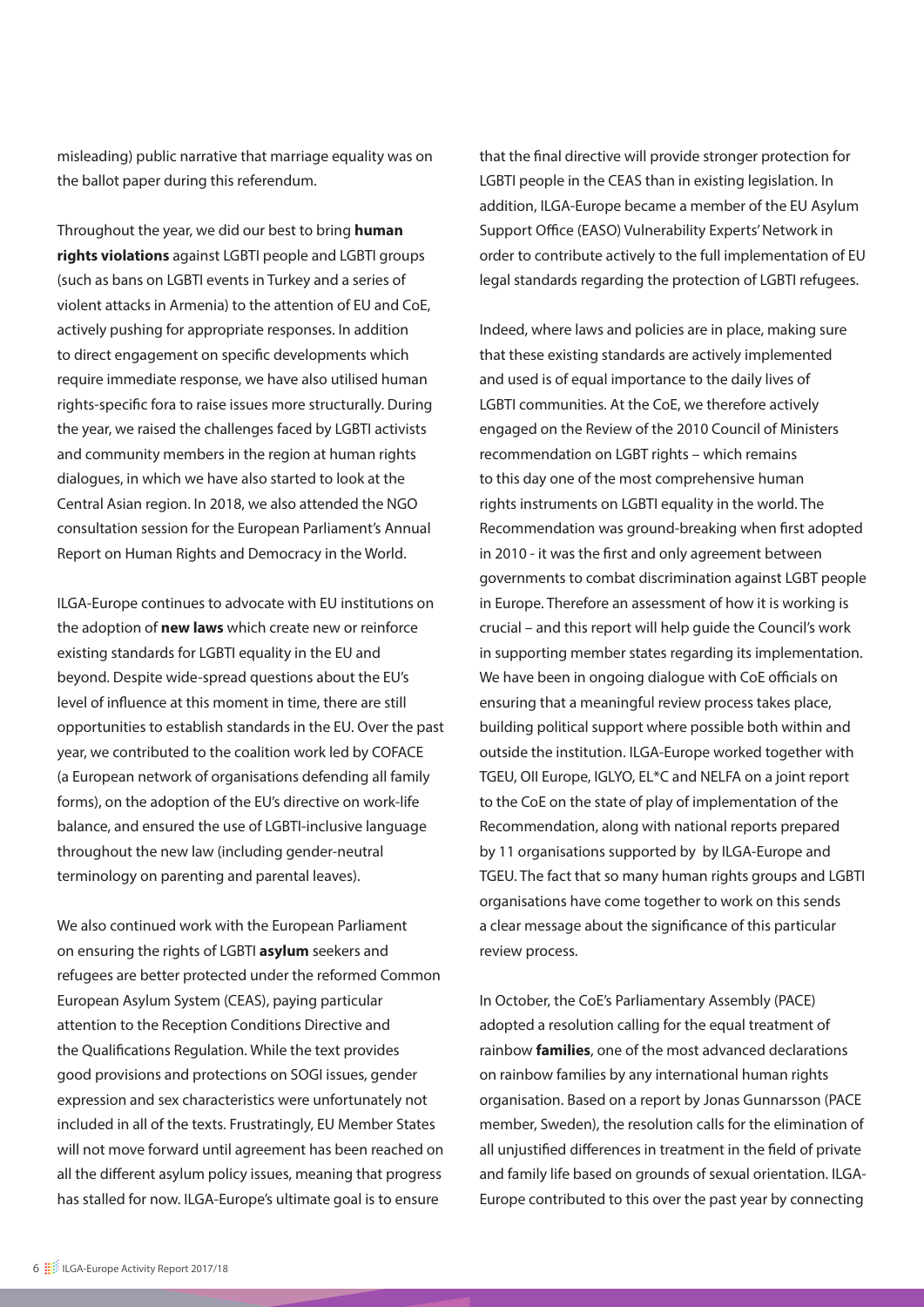misleading) public narrative that marriage equality was on the ballot paper during this referendum.

Throughout the year, we did our best to bring **human rights violations** against LGBTI people and LGBTI groups (such as bans on LGBTI events in Turkey and a series of violent attacks in Armenia) to the attention of EU and CoE, actively pushing for appropriate responses. In addition to direct engagement on specific developments which require immediate response, we have also utilised human rights-specific fora to raise issues more structurally. During the year, we raised the challenges faced by LGBTI activists and community members in the region at human rights dialogues, in which we have also started to look at the Central Asian region. In 2018, we also attended the NGO consultation session for the European Parliament's Annual Report on Human Rights and Democracy in the World.

ILGA-Europe continues to advocate with EU institutions on the adoption of **new laws** which create new or reinforce existing standards for LGBTI equality in the EU and beyond. Despite wide-spread questions about the EU's level of influence at this moment in time, there are still opportunities to establish standards in the EU. Over the past year, we contributed to the coalition work led by COFACE (a European network of organisations defending all family forms), on the adoption of the EU's directive on work-life balance, and ensured the use of LGBTI-inclusive language throughout the new law (including gender-neutral terminology on parenting and parental leaves).

We also continued work with the European Parliament on ensuring the rights of LGBTI **asylum** seekers and refugees are better protected under the reformed Common European Asylum System (CEAS), paying particular attention to the Reception Conditions Directive and the Qualifications Regulation. While the text provides good provisions and protections on SOGI issues, gender expression and sex characteristics were unfortunately not included in all of the texts. Frustratingly, EU Member States will not move forward until agreement has been reached on all the different asylum policy issues, meaning that progress has stalled for now. ILGA-Europe's ultimate goal is to ensure that the final directive will provide stronger protection for LGBTI people in the CEAS than in existing legislation. In addition, ILGA-Europe became a member of the EU Asylum Support Office (EASO) Vulnerability Experts' Network in order to contribute actively to the full implementation of EU legal standards regarding the protection of LGBTI refugees.

Indeed, where laws and policies are in place, making sure that these existing standards are actively implemented and used is of equal importance to the daily lives of LGBTI communities. At the CoE, we therefore actively engaged on the Review of the 2010 Council of Ministers recommendation on LGBT rights – which remains to this day one of the most comprehensive human rights instruments on LGBTI equality in the world. The Recommendation was ground-breaking when first adopted in 2010 - it was the first and only agreement between governments to combat discrimination against LGBT people in Europe. Therefore an assessment of how it is working is crucial – and this report will help guide the Council's work in supporting member states regarding its implementation. We have been in ongoing dialogue with CoE officials on ensuring that a meaningful review process takes place, building political support where possible both within and outside the institution. ILGA-Europe worked together with TGEU, OII Europe, IGLYO, EL*C and NELFA on a joint report to the CoE on the state of play of implementation of the Recommendation, along with national reports prepared by 11 organisations supported by by ILGA-Europe and TGEU. The fact that so many human rights groups and LGBTI organisations have come together to work on this sends a clear message about the significance of this particular review process.

In October, the CoE's Parliamentary Assembly (PACE) adopted a resolution calling for the equal treatment of rainbow **families**, one of the most advanced declarations on rainbow families by any international human rights organisation. Based on a report by Jonas Gunnarsson (PACE member, Sweden), the resolution calls for the elimination of all unjustified differences in treatment in the field of private and family life based on grounds of sexual orientation. ILGA-Europe contributed to this over the past year by connecting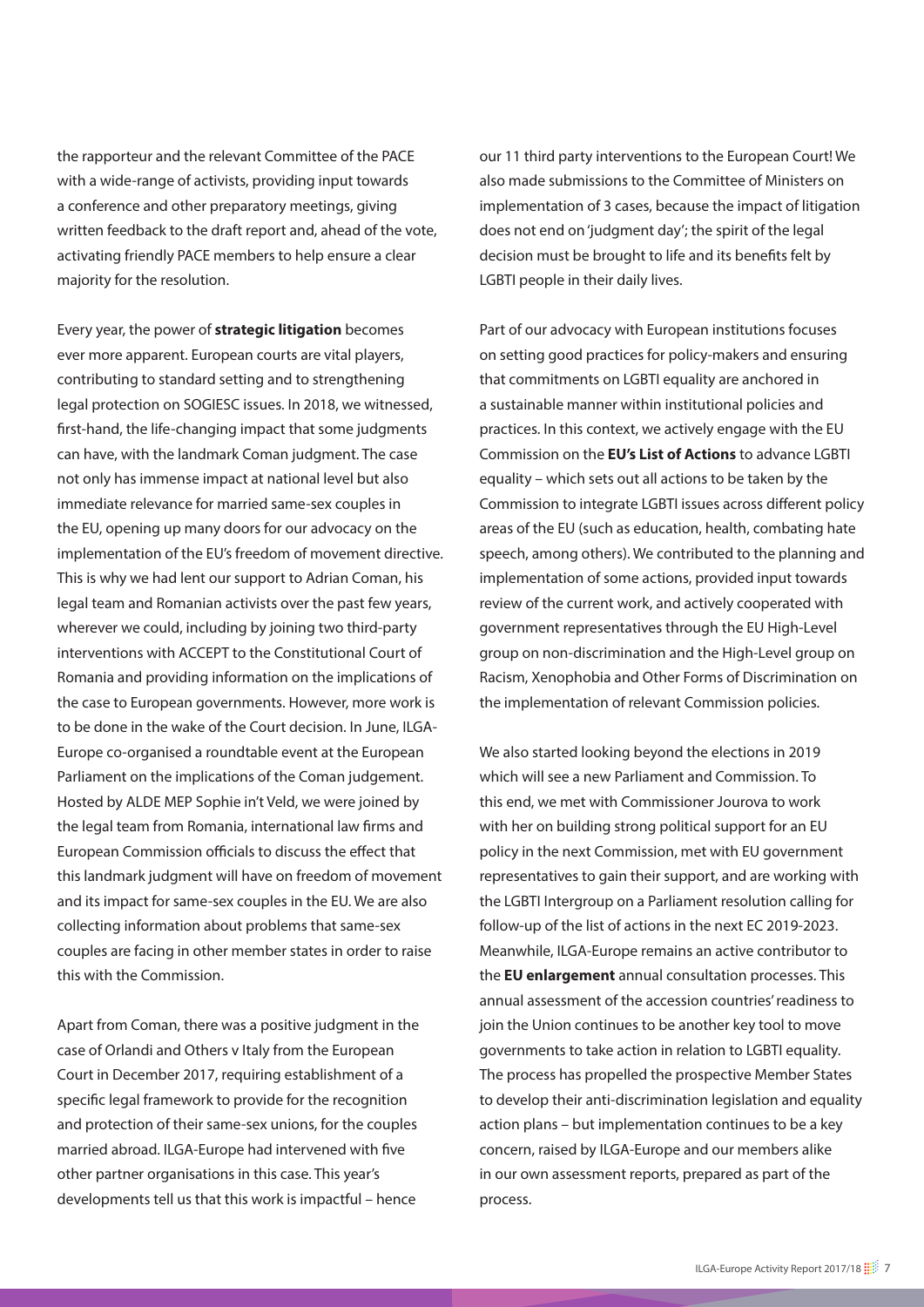the rapporteur and the relevant Committee of the PACE with a wide-range of activists, providing input towards a conference and other preparatory meetings, giving written feedback to the draft report and, ahead of the vote, activating friendly PACE members to help ensure a clear majority for the resolution.

Every year, the power of **strategic litigation** becomes ever more apparent. European courts are vital players, contributing to standard setting and to strengthening legal protection on SOGIESC issues. In 2018, we witnessed, first-hand, the life-changing impact that some judgments can have, with the landmark Coman judgment. The case not only has immense impact at national level but also immediate relevance for married same-sex couples in the EU, opening up many doors for our advocacy on the implementation of the EU's freedom of movement directive. This is why we had lent our support to Adrian Coman, his legal team and Romanian activists over the past few years, wherever we could, including by joining two third-party interventions with ACCEPT to the Constitutional Court of Romania and providing information on the implications of the case to European governments. However, more work is to be done in the wake of the Court decision. In June, ILGA-Europe co-organised a roundtable event at the European Parliament on the implications of the Coman judgement. Hosted by ALDE MEP Sophie in't Veld, we were joined by the legal team from Romania, international law firms and European Commission officials to discuss the effect that this landmark judgment will have on freedom of movement and its impact for same-sex couples in the EU. We are also collecting information about problems that same-sex couples are facing in other member states in order to raise this with the Commission.

Apart from Coman, there was a positive judgment in the case of Orlandi and Others v Italy from the European Court in December 2017, requiring establishment of a specific legal framework to provide for the recognition and protection of their same-sex unions, for the couples married abroad. ILGA-Europe had intervened with five other partner organisations in this case. This year's developments tell us that this work is impactful – hence our 11 third party interventions to the European Court! We also made submissions to the Committee of Ministers on implementation of 3 cases, because the impact of litigation does not end on 'judgment day'; the spirit of the legal decision must be brought to life and its benefits felt by LGBTI people in their daily lives.

Part of our advocacy with European institutions focuses on setting good practices for policy-makers and ensuring that commitments on LGBTI equality are anchored in a sustainable manner within institutional policies and practices. In this context, we actively engage with the EU Commission on the **EU's List of Actions** to advance LGBTI equality – which sets out all actions to be taken by the Commission to integrate LGBTI issues across different policy areas of the EU (such as education, health, combating hate speech, among others). We contributed to the planning and implementation of some actions, provided input towards review of the current work, and actively cooperated with government representatives through the EU High-Level group on non-discrimination and the High-Level group on Racism, Xenophobia and Other Forms of Discrimination on the implementation of relevant Commission policies.

We also started looking beyond the elections in 2019 which will see a new Parliament and Commission. To this end, we met with Commissioner Jourova to work with her on building strong political support for an EU policy in the next Commission, met with EU government representatives to gain their support, and are working with the LGBTI Intergroup on a Parliament resolution calling for follow-up of the list of actions in the next EC 2019-2023. Meanwhile, ILGA-Europe remains an active contributor to the **EU enlargement** annual consultation processes. This annual assessment of the accession countries' readiness to join the Union continues to be another key tool to move governments to take action in relation to LGBTI equality. The process has propelled the prospective Member States to develop their anti-discrimination legislation and equality action plans – but implementation continues to be a key concern, raised by ILGA-Europe and our members alike in our own assessment reports, prepared as part of the process.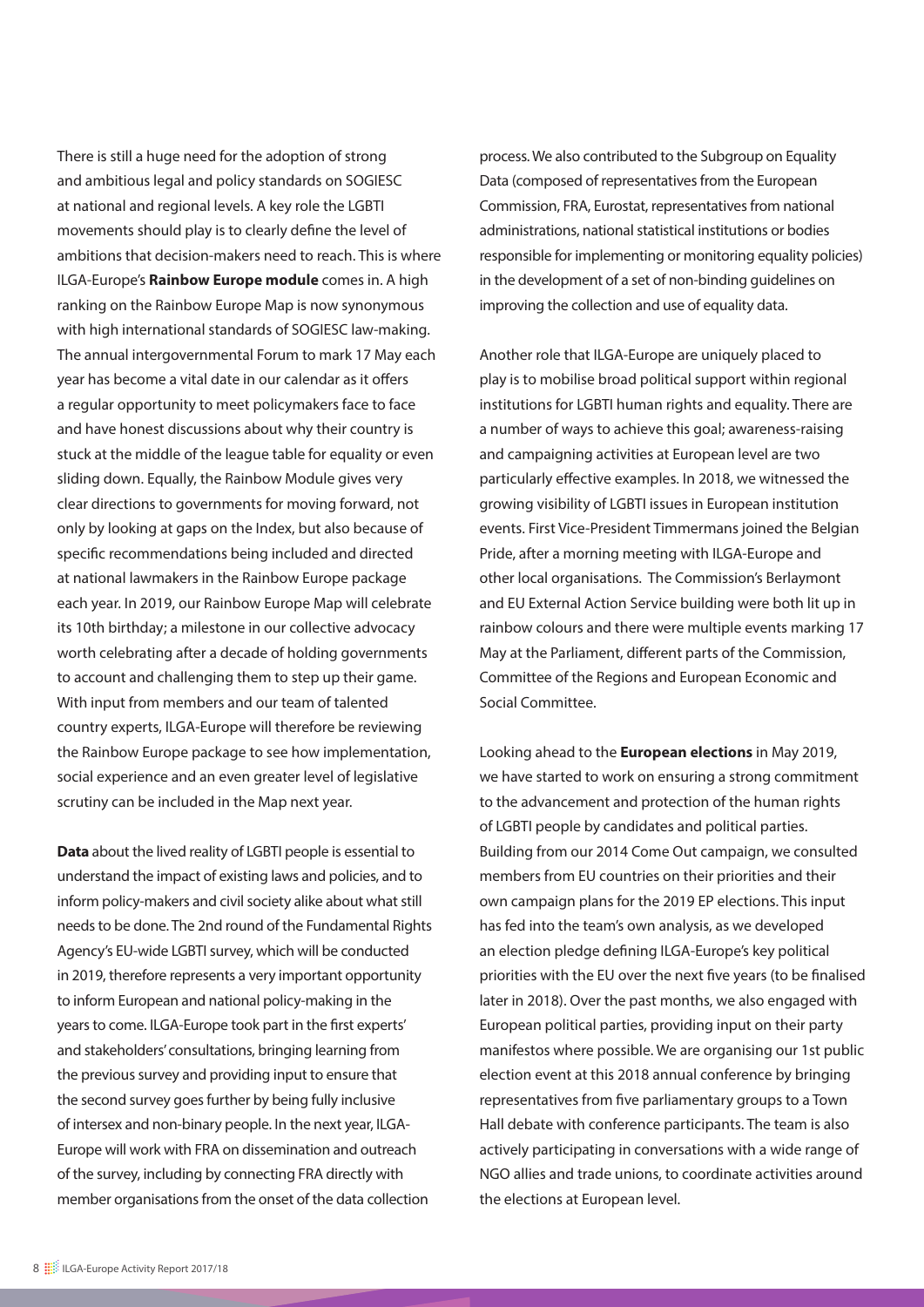There is still a huge need for the adoption of strong and ambitious legal and policy standards on SOGIESC at national and regional levels. A key role the LGBTI movements should play is to clearly define the level of ambitions that decision-makers need to reach. This is where ILGA-Europe's **Rainbow Europe module** comes in. A high ranking on the Rainbow Europe Map is now synonymous with high international standards of SOGIESC law-making. The annual intergovernmental Forum to mark 17 May each year has become a vital date in our calendar as it offers a regular opportunity to meet policymakers face to face and have honest discussions about why their country is stuck at the middle of the league table for equality or even sliding down. Equally, the Rainbow Module gives very clear directions to governments for moving forward, not only by looking at gaps on the Index, but also because of specific recommendations being included and directed at national lawmakers in the Rainbow Europe package each year. In 2019, our Rainbow Europe Map will celebrate its 10th birthday; a milestone in our collective advocacy worth celebrating after a decade of holding governments to account and challenging them to step up their game. With input from members and our team of talented country experts, ILGA-Europe will therefore be reviewing the Rainbow Europe package to see how implementation, social experience and an even greater level of legislative scrutiny can be included in the Map next year.

**Data** about the lived reality of LGBTI people is essential to understand the impact of existing laws and policies, and to inform policy-makers and civil society alike about what still needs to be done. The 2nd round of the Fundamental Rights Agency's EU-wide LGBTI survey, which will be conducted in 2019, therefore represents a very important opportunity to inform European and national policy-making in the years to come. ILGA-Europe took part in the first experts' and stakeholders' consultations, bringing learning from the previous survey and providing input to ensure that the second survey goes further by being fully inclusive of intersex and non-binary people. In the next year, ILGA-Europe will work with FRA on dissemination and outreach of the survey, including by connecting FRA directly with member organisations from the onset of the data collection process. We also contributed to the Subgroup on Equality Data (composed of representatives from the European Commission, FRA, Eurostat, representatives from national administrations, national statistical institutions or bodies responsible for implementing or monitoring equality policies) in the development of a set of non-binding guidelines on improving the collection and use of equality data.

Another role that ILGA-Europe are uniquely placed to play is to mobilise broad political support within regional institutions for LGBTI human rights and equality. There are a number of ways to achieve this goal; awareness-raising and campaigning activities at European level are two particularly effective examples. In 2018, we witnessed the growing visibility of LGBTI issues in European institution events. First Vice-President Timmermans joined the Belgian Pride, after a morning meeting with ILGA-Europe and other local organisations. The Commission's Berlaymont and EU External Action Service building were both lit up in rainbow colours and there were multiple events marking 17 May at the Parliament, different parts of the Commission, Committee of the Regions and European Economic and Social Committee.

Looking ahead to the **European elections** in May 2019, we have started to work on ensuring a strong commitment to the advancement and protection of the human rights of LGBTI people by candidates and political parties. Building from our 2014 Come Out campaign, we consulted members from EU countries on their priorities and their own campaign plans for the 2019 EP elections. This input has fed into the team's own analysis, as we developed an election pledge defining ILGA-Europe's key political priorities with the EU over the next five years (to be finalised later in 2018). Over the past months, we also engaged with European political parties, providing input on their party manifestos where possible. We are organising our 1st public election event at this 2018 annual conference by bringing representatives from five parliamentary groups to a Town Hall debate with conference participants. The team is also actively participating in conversations with a wide range of NGO allies and trade unions, to coordinate activities around the elections at European level.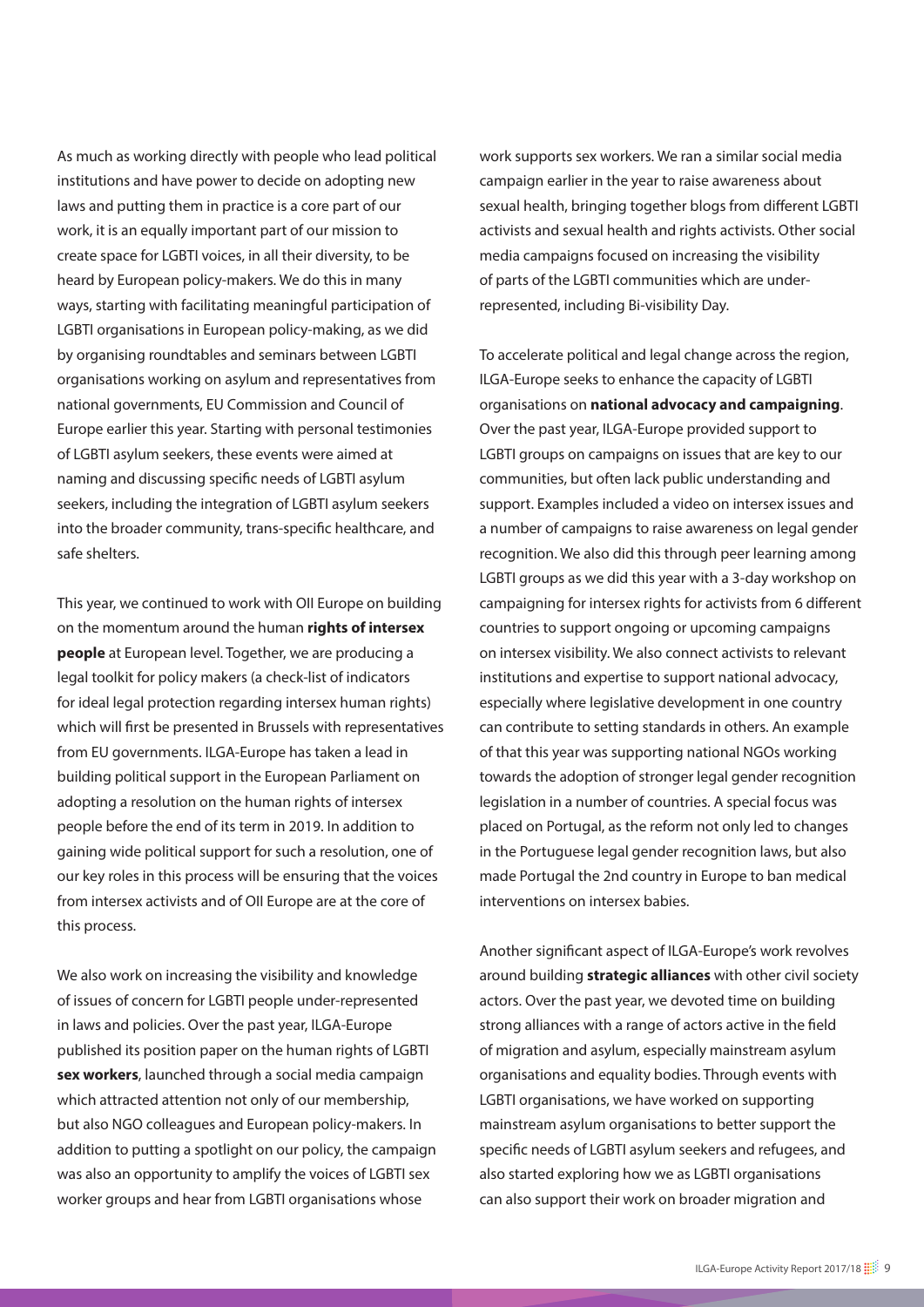As much as working directly with people who lead political institutions and have power to decide on adopting new laws and putting them in practice is a core part of our work, it is an equally important part of our mission to create space for LGBTI voices, in all their diversity, to be heard by European policy-makers. We do this in many ways, starting with facilitating meaningful participation of LGBTI organisations in European policy-making, as we did by organising roundtables and seminars between LGBTI organisations working on asylum and representatives from national governments, EU Commission and Council of Europe earlier this year. Starting with personal testimonies of LGBTI asylum seekers, these events were aimed at naming and discussing specific needs of LGBTI asylum seekers, including the integration of LGBTI asylum seekers into the broader community, trans-specific healthcare, and safe shelters.

This year, we continued to work with OII Europe on building on the momentum around the human **rights of intersex people** at European level. Together, we are producing a legal toolkit for policy makers (a check-list of indicators for ideal legal protection regarding intersex human rights) which will first be presented in Brussels with representatives from EU governments. ILGA-Europe has taken a lead in building political support in the European Parliament on adopting a resolution on the human rights of intersex people before the end of its term in 2019. In addition to gaining wide political support for such a resolution, one of our key roles in this process will be ensuring that the voices from intersex activists and of OII Europe are at the core of this process.

We also work on increasing the visibility and knowledge of issues of concern for LGBTI people under-represented in laws and policies. Over the past year, ILGA-Europe published its position paper on the human rights of LGBTI **sex workers**, launched through a social media campaign which attracted attention not only of our membership, but also NGO colleagues and European policy-makers. In addition to putting a spotlight on our policy, the campaign was also an opportunity to amplify the voices of LGBTI sex worker groups and hear from LGBTI organisations whose work supports sex workers. We ran a similar social media campaign earlier in the year to raise awareness about sexual health, bringing together blogs from different LGBTI activists and sexual health and rights activists. Other social media campaigns focused on increasing the visibility of parts of the LGBTI communities which are under-represented, including Bi-visibility Day.

To accelerate political and legal change across the region, ILGA-Europe seeks to enhance the capacity of LGBTI organisations on **national advocacy and campaigning**. Over the past year, ILGA-Europe provided support to LGBTI groups on campaigns on issues that are key to our communities, but often lack public understanding and support. Examples included a video on intersex issues and a number of campaigns to raise awareness on legal gender recognition. We also did this through peer learning among LGBTI groups as we did this year with a 3-day workshop on campaigning for intersex rights for activists from 6 different countries to support ongoing or upcoming campaigns on intersex visibility. We also connect activists to relevant institutions and expertise to support national advocacy, especially where legislative development in one country can contribute to setting standards in others. An example of that this year was supporting national NGOs working towards the adoption of stronger legal gender recognition legislation in a number of countries. A special focus was placed on Portugal, as the reform not only led to changes in the Portuguese legal gender recognition laws, but also made Portugal the 2nd country in Europe to ban medical interventions on intersex babies.

Another significant aspect of ILGA-Europe's work revolves around building **strategic alliances** with other civil society actors. Over the past year, we devoted time on building strong alliances with a range of actors active in the field of migration and asylum, especially mainstream asylum organisations and equality bodies. Through events with LGBTI organisations, we have worked on supporting mainstream asylum organisations to better support the specific needs of LGBTI asylum seekers and refugees, and also started exploring how we as LGBTI organisations can also support their work on broader migration and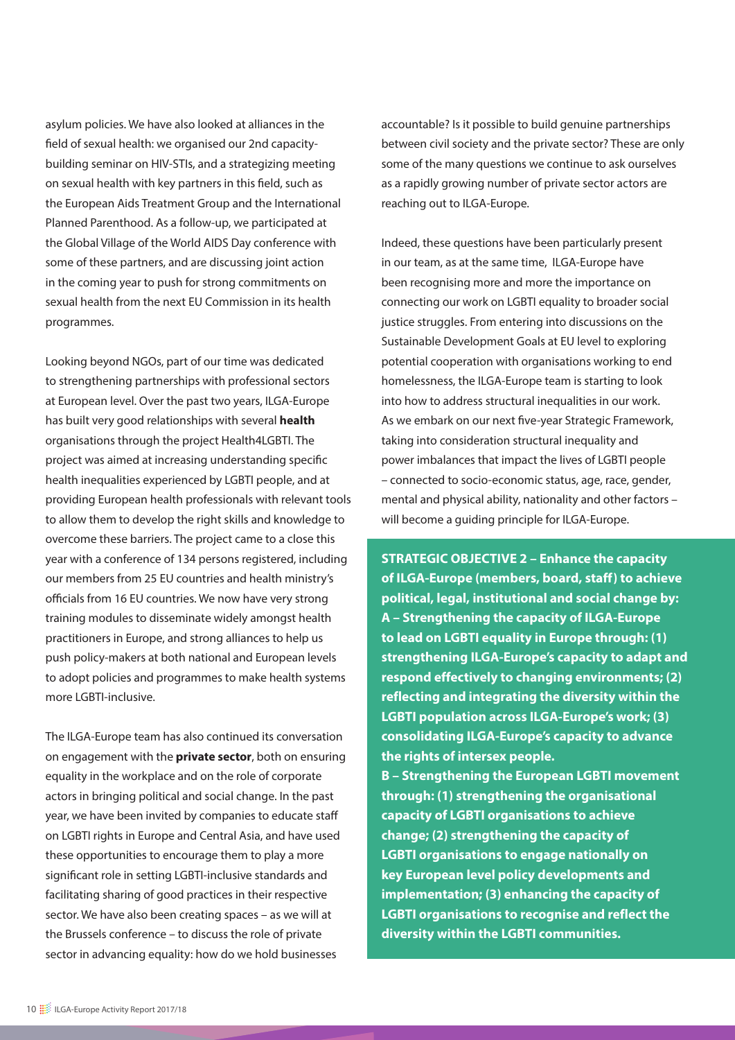asylum policies. We have also looked at alliances in the field of sexual health: we organised our 2nd capacity-building seminar on HIV-STIs, and a strategizing meeting on sexual health with key partners in this field, such as the European Aids Treatment Group and the International Planned Parenthood. As a follow-up, we participated at the Global Village of the World AIDS Day conference with some of these partners, and are discussing joint action in the coming year to push for strong commitments on sexual health from the next EU Commission in its health programmes.

Looking beyond NGOs, part of our time was dedicated to strengthening partnerships with professional sectors at European level. Over the past two years, ILGA-Europe has built very good relationships with several **health** organisations through the project Health4LGBTI. The project was aimed at increasing understanding specific health inequalities experienced by LGBTI people, and at providing European health professionals with relevant tools to allow them to develop the right skills and knowledge to overcome these barriers. The project came to a close this year with a conference of 134 persons registered, including our members from 25 EU countries and health ministry's officials from 16 EU countries. We now have very strong training modules to disseminate widely amongst health practitioners in Europe, and strong alliances to help us push policy-makers at both national and European levels to adopt policies and programmes to make health systems more LGBTI-inclusive.

The ILGA-Europe team has also continued its conversation on engagement with the **private sector**, both on ensuring equality in the workplace and on the role of corporate actors in bringing political and social change. In the past year, we have been invited by companies to educate staff on LGBTI rights in Europe and Central Asia, and have used these opportunities to encourage them to play a more significant role in setting LGBTI-inclusive standards and facilitating sharing of good practices in their respective sector. We have also been creating spaces – as we will at the Brussels conference – to discuss the role of private sector in advancing equality: how do we hold businesses accountable? Is it possible to build genuine partnerships between civil society and the private sector? These are only some of the many questions we continue to ask ourselves as a rapidly growing number of private sector actors are reaching out to ILGA-Europe.

Indeed, these questions have been particularly present in our team, as at the same time, ILGA-Europe have been recognising more and more the importance on connecting our work on LGBTI equality to broader social justice struggles. From entering into discussions on the Sustainable Development Goals at EU level to exploring potential cooperation with organisations working to end homelessness, the ILGA-Europe team is starting to look into how to address structural inequalities in our work. As we embark on our next five-year Strategic Framework, taking into consideration structural inequality and power imbalances that impact the lives of LGBTI people – connected to socio-economic status, age, race, gender, mental and physical ability, nationality and other factors – will become a guiding principle for ILGA-Europe.

**STRATEGIC OBJECTIVE 2 – Enhance the capacity of ILGA-Europe (members, board, staff) to achieve political, legal, institutional and social change by:**
**A – Strengthening the capacity of ILGA-Europe to lead on LGBTI equality in Europe through: (1) strengthening ILGA-Europe's capacity to adapt and respond effectively to changing environments; (2) reflecting and integrating the diversity within the LGBTI population across ILGA-Europe's work; (3) consolidating ILGA-Europe's capacity to advance the rights of intersex people.**
**B – Strengthening the European LGBTI movement through: (1) strengthening the organisational capacity of LGBTI organisations to achieve change; (2) strengthening the capacity of LGBTI organisations to engage nationally on key European level policy developments and implementation; (3) enhancing the capacity of LGBTI organisations to recognise and reflect the diversity within the LGBTI communities.**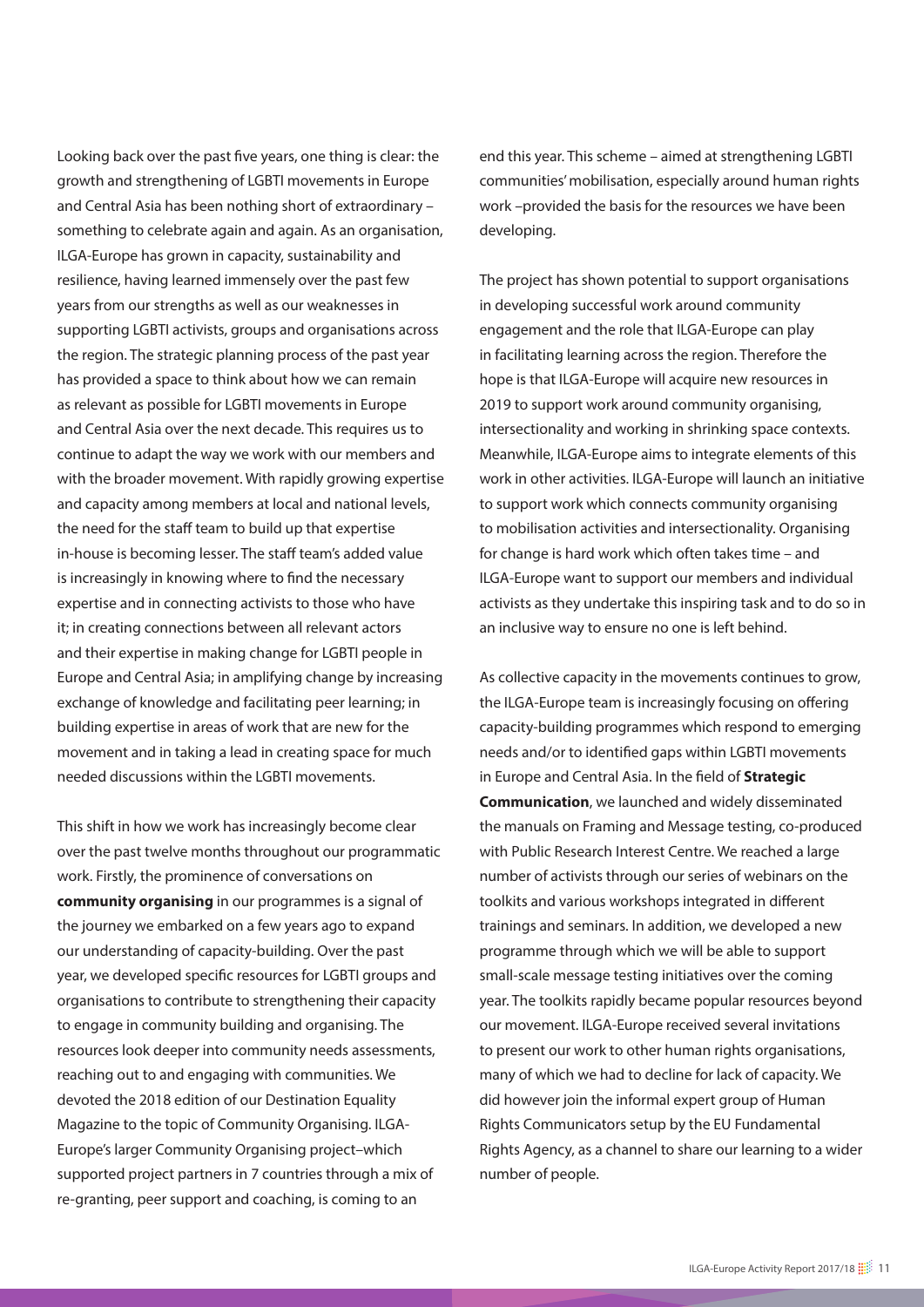Looking back over the past five years, one thing is clear: the growth and strengthening of LGBTI movements in Europe and Central Asia has been nothing short of extraordinary – something to celebrate again and again. As an organisation, ILGA-Europe has grown in capacity, sustainability and resilience, having learned immensely over the past few years from our strengths as well as our weaknesses in supporting LGBTI activists, groups and organisations across the region. The strategic planning process of the past year has provided a space to think about how we can remain as relevant as possible for LGBTI movements in Europe and Central Asia over the next decade. This requires us to continue to adapt the way we work with our members and with the broader movement. With rapidly growing expertise and capacity among members at local and national levels, the need for the staff team to build up that expertise in-house is becoming lesser. The staff team's added value is increasingly in knowing where to find the necessary expertise and in connecting activists to those who have it; in creating connections between all relevant actors and their expertise in making change for LGBTI people in Europe and Central Asia; in amplifying change by increasing exchange of knowledge and facilitating peer learning; in building expertise in areas of work that are new for the movement and in taking a lead in creating space for much needed discussions within the LGBTI movements.

This shift in how we work has increasingly become clear over the past twelve months throughout our programmatic work. Firstly, the prominence of conversations on **community organising** in our programmes is a signal of the journey we embarked on a few years ago to expand our understanding of capacity-building. Over the past year, we developed specific resources for LGBTI groups and organisations to contribute to strengthening their capacity to engage in community building and organising. The resources look deeper into community needs assessments, reaching out to and engaging with communities. We devoted the 2018 edition of our Destination Equality Magazine to the topic of Community Organising. ILGA-Europe's larger Community Organising project–which supported project partners in 7 countries through a mix of re-granting, peer support and coaching, is coming to an end this year. This scheme – aimed at strengthening LGBTI communities' mobilisation, especially around human rights work –provided the basis for the resources we have been developing.

The project has shown potential to support organisations in developing successful work around community engagement and the role that ILGA-Europe can play in facilitating learning across the region. Therefore the hope is that ILGA-Europe will acquire new resources in 2019 to support work around community organising, intersectionality and working in shrinking space contexts. Meanwhile, ILGA-Europe aims to integrate elements of this work in other activities. ILGA-Europe will launch an initiative to support work which connects community organising to mobilisation activities and intersectionality. Organising for change is hard work which often takes time – and ILGA-Europe want to support our members and individual activists as they undertake this inspiring task and to do so in an inclusive way to ensure no one is left behind.

As collective capacity in the movements continues to grow, the ILGA-Europe team is increasingly focusing on offering capacity-building programmes which respond to emerging needs and/or to identified gaps within LGBTI movements in Europe and Central Asia. In the field of **Strategic Communication**, we launched and widely disseminated the manuals on Framing and Message testing, co-produced with Public Research Interest Centre. We reached a large number of activists through our series of webinars on the toolkits and various workshops integrated in different trainings and seminars. In addition, we developed a new programme through which we will be able to support small-scale message testing initiatives over the coming year. The toolkits rapidly became popular resources beyond our movement. ILGA-Europe received several invitations to present our work to other human rights organisations, many of which we had to decline for lack of capacity. We did however join the informal expert group of Human Rights Communicators setup by the EU Fundamental Rights Agency, as a channel to share our learning to a wider number of people.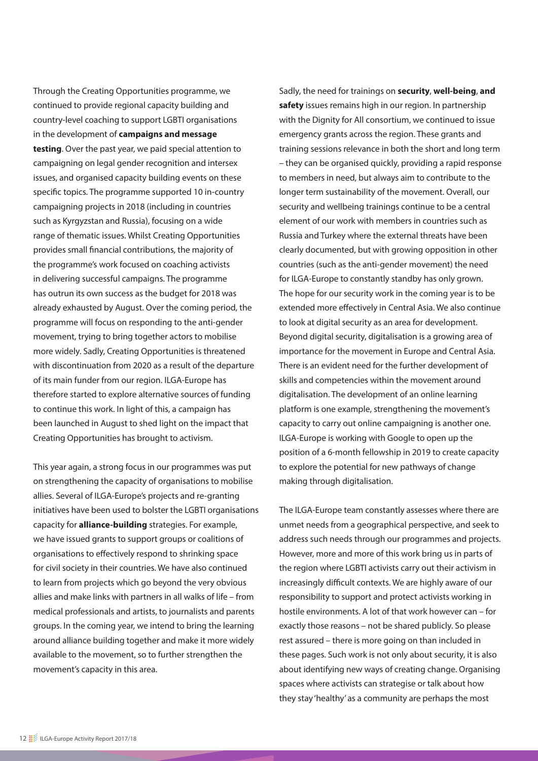Through the Creating Opportunities programme, we continued to provide regional capacity building and country-level coaching to support LGBTI organisations in the development of **campaigns and message testing**. Over the past year, we paid special attention to campaigning on legal gender recognition and intersex issues, and organised capacity building events on these specific topics. The programme supported 10 in-country campaigning projects in 2018 (including in countries such as Kyrgyzstan and Russia), focusing on a wide range of thematic issues. Whilst Creating Opportunities provides small financial contributions, the majority of the programme's work focused on coaching activists in delivering successful campaigns. The programme has outrun its own success as the budget for 2018 was already exhausted by August. Over the coming period, the programme will focus on responding to the anti-gender movement, trying to bring together actors to mobilise more widely. Sadly, Creating Opportunities is threatened with discontinuation from 2020 as a result of the departure of its main funder from our region. ILGA-Europe has therefore started to explore alternative sources of funding to continue this work. In light of this, a campaign has been launched in August to shed light on the impact that Creating Opportunities has brought to activism.

This year again, a strong focus in our programmes was put on strengthening the capacity of organisations to mobilise allies. Several of ILGA-Europe's projects and re-granting initiatives have been used to bolster the LGBTI organisations capacity for **alliance-building** strategies. For example, we have issued grants to support groups or coalitions of organisations to effectively respond to shrinking space for civil society in their countries. We have also continued to learn from projects which go beyond the very obvious allies and make links with partners in all walks of life – from medical professionals and artists, to journalists and parents groups. In the coming year, we intend to bring the learning around alliance building together and make it more widely available to the movement, so to further strengthen the movement's capacity in this area.

Sadly, the need for trainings on **security**, **well-being**, **and safety** issues remains high in our region. In partnership with the Dignity for All consortium, we continued to issue emergency grants across the region. These grants and training sessions relevance in both the short and long term – they can be organised quickly, providing a rapid response to members in need, but always aim to contribute to the longer term sustainability of the movement. Overall, our security and wellbeing trainings continue to be a central element of our work with members in countries such as Russia and Turkey where the external threats have been clearly documented, but with growing opposition in other countries (such as the anti-gender movement) the need for ILGA-Europe to constantly standby has only grown. The hope for our security work in the coming year is to be extended more effectively in Central Asia. We also continue to look at digital security as an area for development. Beyond digital security, digitalisation is a growing area of importance for the movement in Europe and Central Asia. There is an evident need for the further development of skills and competencies within the movement around digitalisation. The development of an online learning platform is one example, strengthening the movement's capacity to carry out online campaigning is another one. ILGA-Europe is working with Google to open up the position of a 6-month fellowship in 2019 to create capacity to explore the potential for new pathways of change making through digitalisation.

The ILGA-Europe team constantly assesses where there are unmet needs from a geographical perspective, and seek to address such needs through our programmes and projects. However, more and more of this work bring us in parts of the region where LGBTI activists carry out their activism in increasingly difficult contexts. We are highly aware of our responsibility to support and protect activists working in hostile environments. A lot of that work however can – for exactly those reasons – not be shared publicly. So please rest assured – there is more going on than included in these pages. Such work is not only about security, it is also about identifying new ways of creating change. Organising spaces where activists can strategise or talk about how they stay 'healthy' as a community are perhaps the most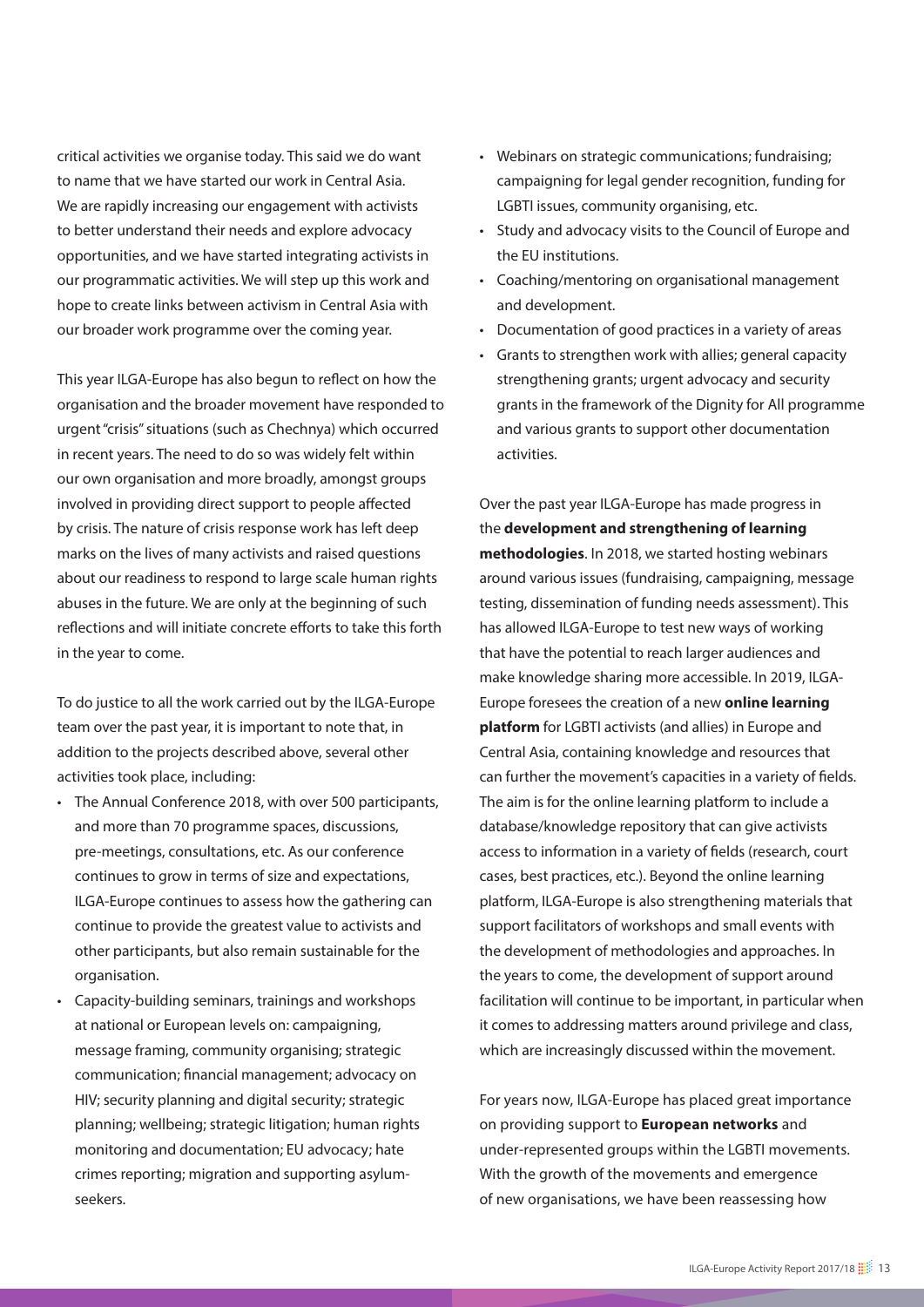critical activities we organise today. This said we do want to name that we have started our work in Central Asia. We are rapidly increasing our engagement with activists to better understand their needs and explore advocacy opportunities, and we have started integrating activists in our programmatic activities. We will step up this work and hope to create links between activism in Central Asia with our broader work programme over the coming year.

This year ILGA-Europe has also begun to reflect on how the organisation and the broader movement have responded to urgent "crisis" situations (such as Chechnya) which occurred in recent years. The need to do so was widely felt within our own organisation and more broadly, amongst groups involved in providing direct support to people affected by crisis. The nature of crisis response work has left deep marks on the lives of many activists and raised questions about our readiness to respond to large scale human rights abuses in the future. We are only at the beginning of such reflections and will initiate concrete efforts to take this forth in the year to come.

To do justice to all the work carried out by the ILGA-Europe team over the past year, it is important to note that, in addition to the projects described above, several other activities took place, including:

- The Annual Conference 2018, with over 500 participants, and more than 70 programme spaces, discussions, pre-meetings, consultations, etc. As our conference continues to grow in terms of size and expectations, ILGA-Europe continues to assess how the gathering can continue to provide the greatest value to activists and other participants, but also remain sustainable for the organisation.
- Capacity-building seminars, trainings and workshops at national or European levels on: campaigning, message framing, community organising; strategic communication; financial management; advocacy on HIV; security planning and digital security; strategic planning; wellbeing; strategic litigation; human rights monitoring and documentation; EU advocacy; hate crimes reporting; migration and supporting asylum-seekers.
- Webinars on strategic communications; fundraising; campaigning for legal gender recognition, funding for LGBTI issues, community organising, etc.
- Study and advocacy visits to the Council of Europe and the EU institutions.
- Coaching/mentoring on organisational management and development.
- Documentation of good practices in a variety of areas
- Grants to strengthen work with allies; general capacity strengthening grants; urgent advocacy and security grants in the framework of the Dignity for All programme and various grants to support other documentation activities.

Over the past year ILGA-Europe has made progress in the **development and strengthening of learning methodologies**. In 2018, we started hosting webinars around various issues (fundraising, campaigning, message testing, dissemination of funding needs assessment). This has allowed ILGA-Europe to test new ways of working that have the potential to reach larger audiences and make knowledge sharing more accessible. In 2019, ILGA-Europe foresees the creation of a new **online learning platform** for LGBTI activists (and allies) in Europe and Central Asia, containing knowledge and resources that can further the movement's capacities in a variety of fields. The aim is for the online learning platform to include a database/knowledge repository that can give activists access to information in a variety of fields (research, court cases, best practices, etc.). Beyond the online learning platform, ILGA-Europe is also strengthening materials that support facilitators of workshops and small events with the development of methodologies and approaches. In the years to come, the development of support around facilitation will continue to be important, in particular when it comes to addressing matters around privilege and class, which are increasingly discussed within the movement.

For years now, ILGA-Europe has placed great importance on providing support to **European networks** and under-represented groups within the LGBTI movements. With the growth of the movements and emergence of new organisations, we have been reassessing how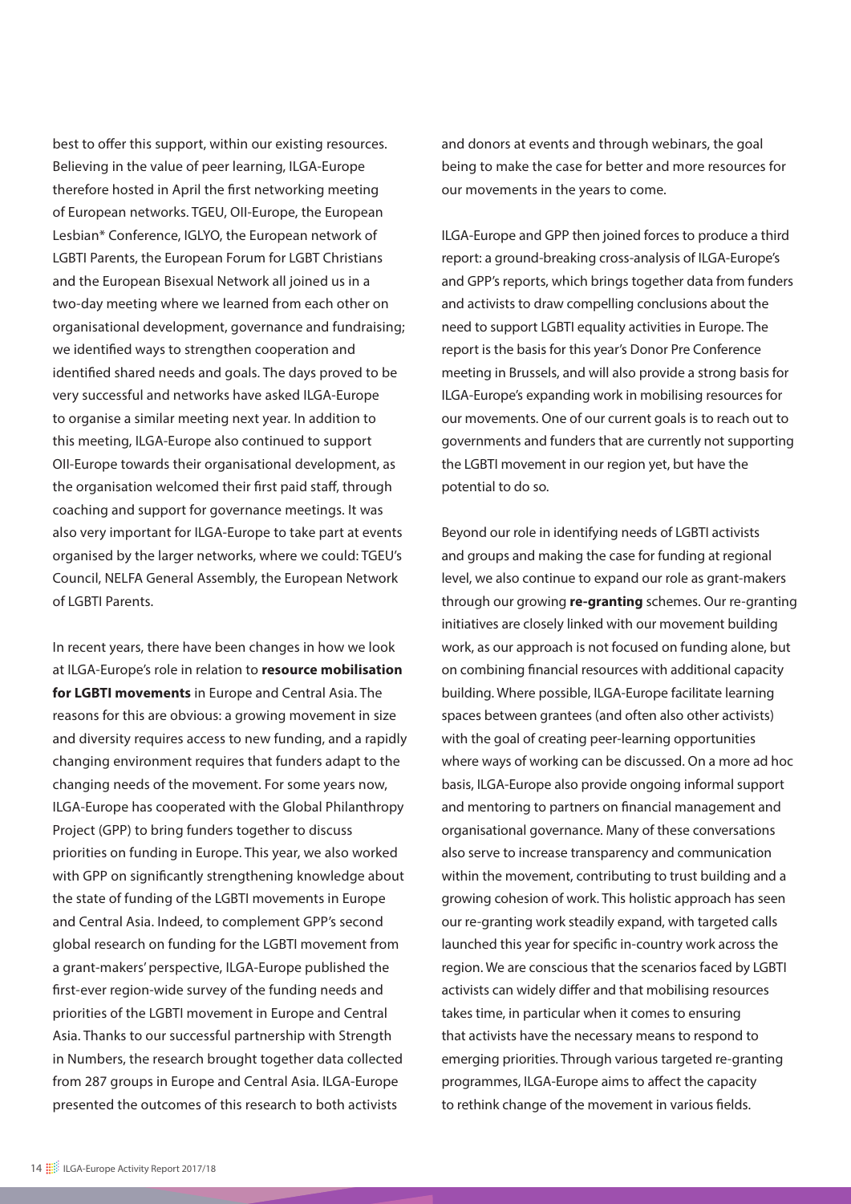best to offer this support, within our existing resources. Believing in the value of peer learning, ILGA-Europe therefore hosted in April the first networking meeting of European networks. TGEU, OII-Europe, the European Lesbian* Conference, IGLYO, the European network of LGBTI Parents, the European Forum for LGBT Christians and the European Bisexual Network all joined us in a two-day meeting where we learned from each other on organisational development, governance and fundraising; we identified ways to strengthen cooperation and identified shared needs and goals. The days proved to be very successful and networks have asked ILGA-Europe to organise a similar meeting next year. In addition to this meeting, ILGA-Europe also continued to support OII-Europe towards their organisational development, as the organisation welcomed their first paid staff, through coaching and support for governance meetings. It was also very important for ILGA-Europe to take part at events organised by the larger networks, where we could: TGEU's Council, NELFA General Assembly, the European Network of LGBTI Parents.

In recent years, there have been changes in how we look at ILGA-Europe's role in relation to **resource mobilisation for LGBTI movements** in Europe and Central Asia. The reasons for this are obvious: a growing movement in size and diversity requires access to new funding, and a rapidly changing environment requires that funders adapt to the changing needs of the movement. For some years now, ILGA-Europe has cooperated with the Global Philanthropy Project (GPP) to bring funders together to discuss priorities on funding in Europe. This year, we also worked with GPP on significantly strengthening knowledge about the state of funding of the LGBTI movements in Europe and Central Asia. Indeed, to complement GPP's second global research on funding for the LGBTI movement from a grant-makers' perspective, ILGA-Europe published the first-ever region-wide survey of the funding needs and priorities of the LGBTI movement in Europe and Central Asia. Thanks to our successful partnership with Strength in Numbers, the research brought together data collected from 287 groups in Europe and Central Asia. ILGA-Europe presented the outcomes of this research to both activists and donors at events and through webinars, the goal being to make the case for better and more resources for our movements in the years to come.

ILGA-Europe and GPP then joined forces to produce a third report: a ground-breaking cross-analysis of ILGA-Europe's and GPP's reports, which brings together data from funders and activists to draw compelling conclusions about the need to support LGBTI equality activities in Europe. The report is the basis for this year's Donor Pre Conference meeting in Brussels, and will also provide a strong basis for ILGA-Europe's expanding work in mobilising resources for our movements. One of our current goals is to reach out to governments and funders that are currently not supporting the LGBTI movement in our region yet, but have the potential to do so.

Beyond our role in identifying needs of LGBTI activists and groups and making the case for funding at regional level, we also continue to expand our role as grant-makers through our growing **re-granting** schemes. Our re-granting initiatives are closely linked with our movement building work, as our approach is not focused on funding alone, but on combining financial resources with additional capacity building. Where possible, ILGA-Europe facilitate learning spaces between grantees (and often also other activists) with the goal of creating peer-learning opportunities where ways of working can be discussed. On a more ad hoc basis, ILGA-Europe also provide ongoing informal support and mentoring to partners on financial management and organisational governance. Many of these conversations also serve to increase transparency and communication within the movement, contributing to trust building and a growing cohesion of work. This holistic approach has seen our re-granting work steadily expand, with targeted calls launched this year for specific in-country work across the region. We are conscious that the scenarios faced by LGBTI activists can widely differ and that mobilising resources takes time, in particular when it comes to ensuring that activists have the necessary means to respond to emerging priorities. Through various targeted re-granting programmes, ILGA-Europe aims to affect the capacity to rethink change of the movement in various fields.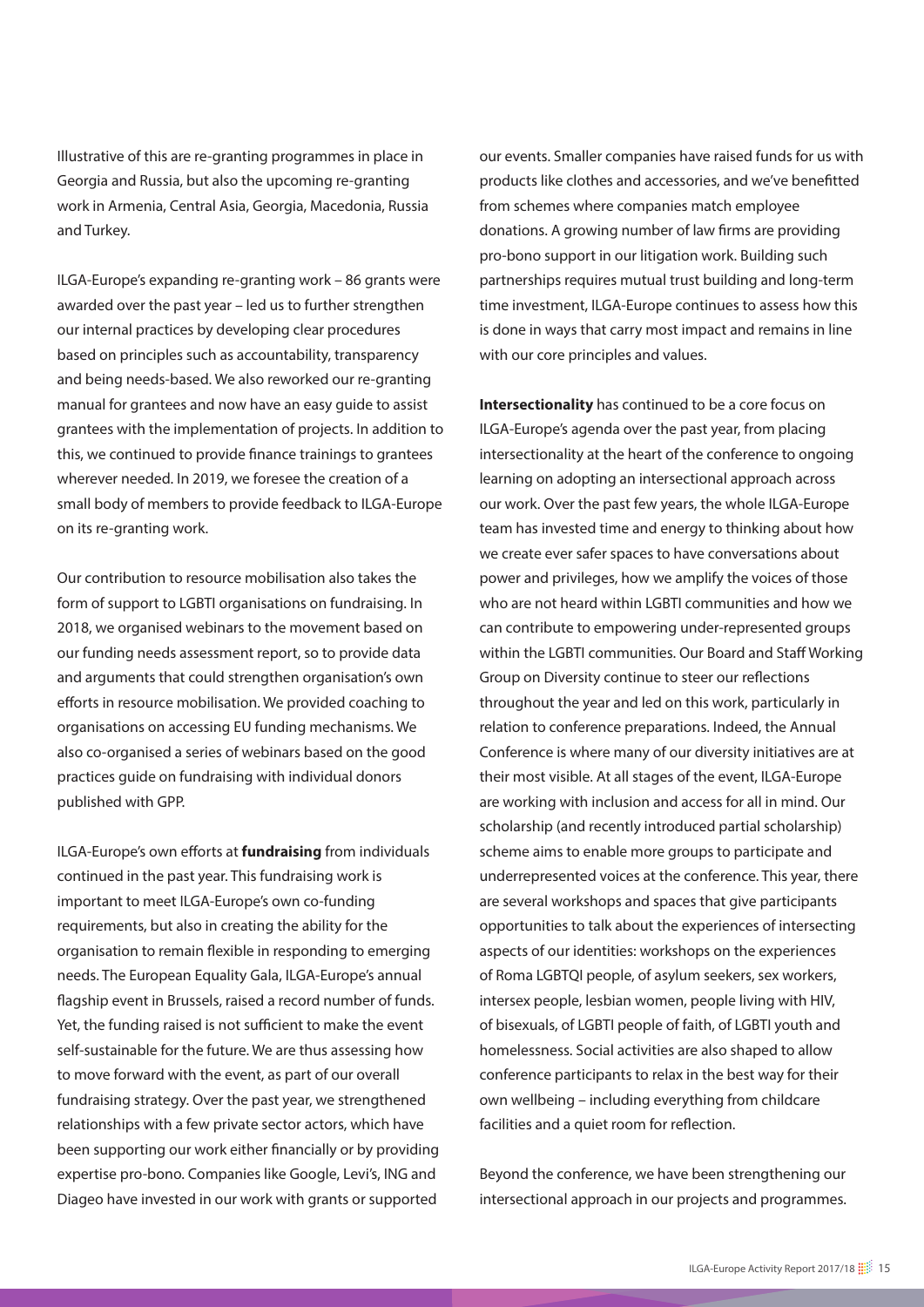Illustrative of this are re-granting programmes in place in Georgia and Russia, but also the upcoming re-granting work in Armenia, Central Asia, Georgia, Macedonia, Russia and Turkey.

ILGA-Europe's expanding re-granting work – 86 grants were awarded over the past year – led us to further strengthen our internal practices by developing clear procedures based on principles such as accountability, transparency and being needs-based. We also reworked our re-granting manual for grantees and now have an easy guide to assist grantees with the implementation of projects. In addition to this, we continued to provide finance trainings to grantees wherever needed. In 2019, we foresee the creation of a small body of members to provide feedback to ILGA-Europe on its re-granting work.

Our contribution to resource mobilisation also takes the form of support to LGBTI organisations on fundraising. In 2018, we organised webinars to the movement based on our funding needs assessment report, so to provide data and arguments that could strengthen organisation's own efforts in resource mobilisation. We provided coaching to organisations on accessing EU funding mechanisms. We also co-organised a series of webinars based on the good practices guide on fundraising with individual donors published with GPP.

ILGA-Europe's own efforts at **fundraising** from individuals continued in the past year. This fundraising work is important to meet ILGA-Europe's own co-funding requirements, but also in creating the ability for the organisation to remain flexible in responding to emerging needs. The European Equality Gala, ILGA-Europe's annual flagship event in Brussels, raised a record number of funds. Yet, the funding raised is not sufficient to make the event self-sustainable for the future. We are thus assessing how to move forward with the event, as part of our overall fundraising strategy. Over the past year, we strengthened relationships with a few private sector actors, which have been supporting our work either financially or by providing expertise pro-bono. Companies like Google, Levi's, ING and Diageo have invested in our work with grants or supported our events. Smaller companies have raised funds for us with products like clothes and accessories, and we've benefitted from schemes where companies match employee donations. A growing number of law firms are providing pro-bono support in our litigation work. Building such partnerships requires mutual trust building and long-term time investment, ILGA-Europe continues to assess how this is done in ways that carry most impact and remains in line with our core principles and values.

**Intersectionality** has continued to be a core focus on ILGA-Europe's agenda over the past year, from placing intersectionality at the heart of the conference to ongoing learning on adopting an intersectional approach across our work. Over the past few years, the whole ILGA-Europe team has invested time and energy to thinking about how we create ever safer spaces to have conversations about power and privileges, how we amplify the voices of those who are not heard within LGBTI communities and how we can contribute to empowering under-represented groups within the LGBTI communities. Our Board and Staff Working Group on Diversity continue to steer our reflections throughout the year and led on this work, particularly in relation to conference preparations. Indeed, the Annual Conference is where many of our diversity initiatives are at their most visible. At all stages of the event, ILGA-Europe are working with inclusion and access for all in mind. Our scholarship (and recently introduced partial scholarship) scheme aims to enable more groups to participate and underrepresented voices at the conference. This year, there are several workshops and spaces that give participants opportunities to talk about the experiences of intersecting aspects of our identities: workshops on the experiences of Roma LGBTQI people, of asylum seekers, sex workers, intersex people, lesbian women, people living with HIV, of bisexuals, of LGBTI people of faith, of LGBTI youth and homelessness. Social activities are also shaped to allow conference participants to relax in the best way for their own wellbeing – including everything from childcare facilities and a quiet room for reflection.

Beyond the conference, we have been strengthening our intersectional approach in our projects and programmes.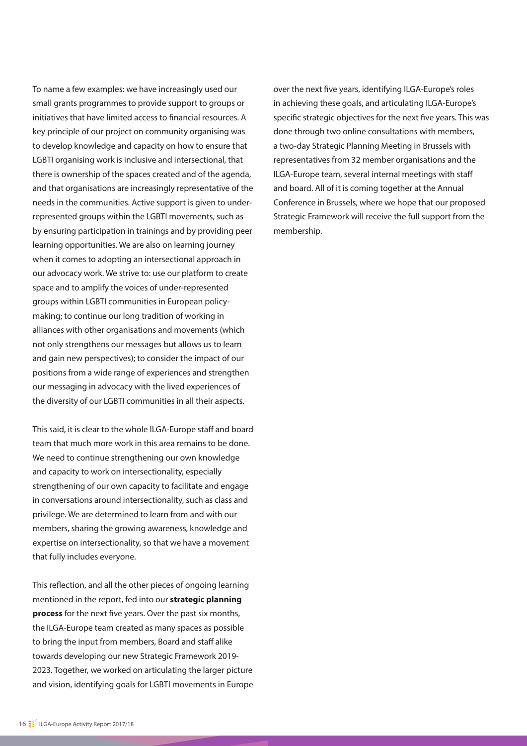To name a few examples: we have increasingly used our small grants programmes to provide support to groups or initiatives that have limited access to financial resources. A key principle of our project on community organising was to develop knowledge and capacity on how to ensure that LGBTI organising work is inclusive and intersectional, that there is ownership of the spaces created and of the agenda, and that organisations are increasingly representative of the needs in the communities. Active support is given to under-represented groups within the LGBTI movements, such as by ensuring participation in trainings and by providing peer learning opportunities. We are also on learning journey when it comes to adopting an intersectional approach in our advocacy work. We strive to: use our platform to create space and to amplify the voices of under-represented groups within LGBTI communities in European policy-making; to continue our long tradition of working in alliances with other organisations and movements (which not only strengthens our messages but allows us to learn and gain new perspectives); to consider the impact of our positions from a wide range of experiences and strengthen our messaging in advocacy with the lived experiences of the diversity of our LGBTI communities in all their aspects.

This said, it is clear to the whole ILGA-Europe staff and board team that much more work in this area remains to be done. We need to continue strengthening our own knowledge and capacity to work on intersectionality, especially strengthening of our own capacity to facilitate and engage in conversations around intersectionality, such as class and privilege. We are determined to learn from and with our members, sharing the growing awareness, knowledge and expertise on intersectionality, so that we have a movement that fully includes everyone.

This reflection, and all the other pieces of ongoing learning mentioned in the report, fed into our **strategic planning process** for the next five years. Over the past six months, the ILGA-Europe team created as many spaces as possible to bring the input from members, Board and staff alike towards developing our new Strategic Framework 2019-2023. Together, we worked on articulating the larger picture and vision, identifying goals for LGBTI movements in Europe over the next five years, identifying ILGA-Europe's roles in achieving these goals, and articulating ILGA-Europe's specific strategic objectives for the next five years. This was done through two online consultations with members, a two-day Strategic Planning Meeting in Brussels with representatives from 32 member organisations and the ILGA-Europe team, several internal meetings with staff and board. All of it is coming together at the Annual Conference in Brussels, where we hope that our proposed Strategic Framework will receive the full support from the membership.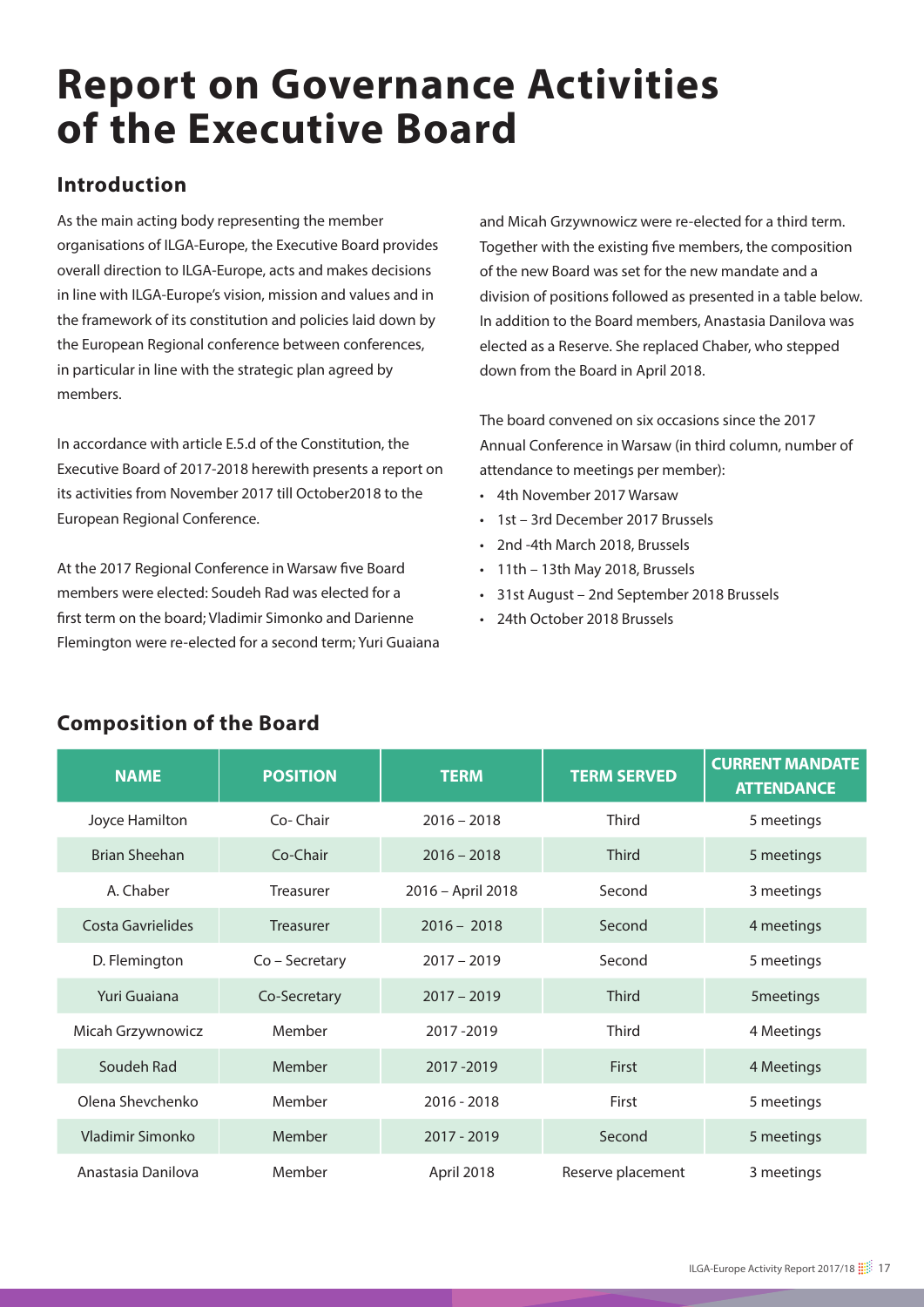# Report on Governance Activities of the Executive Board

## Introduction

As the main acting body representing the member organisations of ILGA-Europe, the Executive Board provides overall direction to ILGA-Europe, acts and makes decisions in line with ILGA-Europe's vision, mission and values and in the framework of its constitution and policies laid down by the European Regional conference between conferences, in particular in line with the strategic plan agreed by members.

In accordance with article E.5.d of the Constitution, the Executive Board of 2017-2018 herewith presents a report on its activities from November 2017 till October2018 to the European Regional Conference.

At the 2017 Regional Conference in Warsaw five Board members were elected: Soudeh Rad was elected for a first term on the board; Vladimir Simonko and Darienne Flemington were re-elected for a second term; Yuri Guaiana and Micah Grzywnowicz were re-elected for a third term. Together with the existing five members, the composition of the new Board was set for the new mandate and a division of positions followed as presented in a table below. In addition to the Board members, Anastasia Danilova was elected as a Reserve. She replaced Chaber, who stepped down from the Board in April 2018.

The board convened on six occasions since the 2017 Annual Conference in Warsaw (in third column, number of attendance to meetings per member):

- 4th November 2017 Warsaw
- 1st – 3rd December 2017 Brussels
- 2nd -4th March 2018, Brussels
- 11th – 13th May 2018, Brussels
- 31st August – 2nd September 2018 Brussels
- 24th October 2018 Brussels

## Composition of the Board

| NAME | POSITION | TERM | TERM SERVED | CURRENT MANDATE ATTENDANCE |
|---|---|---|---|---|
| Joyce Hamilton | Co- Chair | 2016 – 2018 | Third | 5 meetings |
| Brian Sheehan | Co-Chair | 2016 – 2018 | Third | 5 meetings |
| A. Chaber | Treasurer | 2016 – April 2018 | Second | 3 meetings |
| Costa Gavrielides | Treasurer | 2016 – 2018 | Second | 4 meetings |
| D. Flemington | Co – Secretary | 2017 – 2019 | Second | 5 meetings |
| Yuri Guaiana | Co-Secretary | 2017 – 2019 | Third | 5meetings |
| Micah Grzywnowicz | Member | 2017 -2019 | Third | 4 Meetings |
| Soudeh Rad | Member | 2017 -2019 | First | 4 Meetings |
| Olena Shevchenko | Member | 2016 - 2018 | First | 5 meetings |
| Vladimir Simonko | Member | 2017 - 2019 | Second | 5 meetings |
| Anastasia Danilova | Member | April 2018 | Reserve placement | 3 meetings |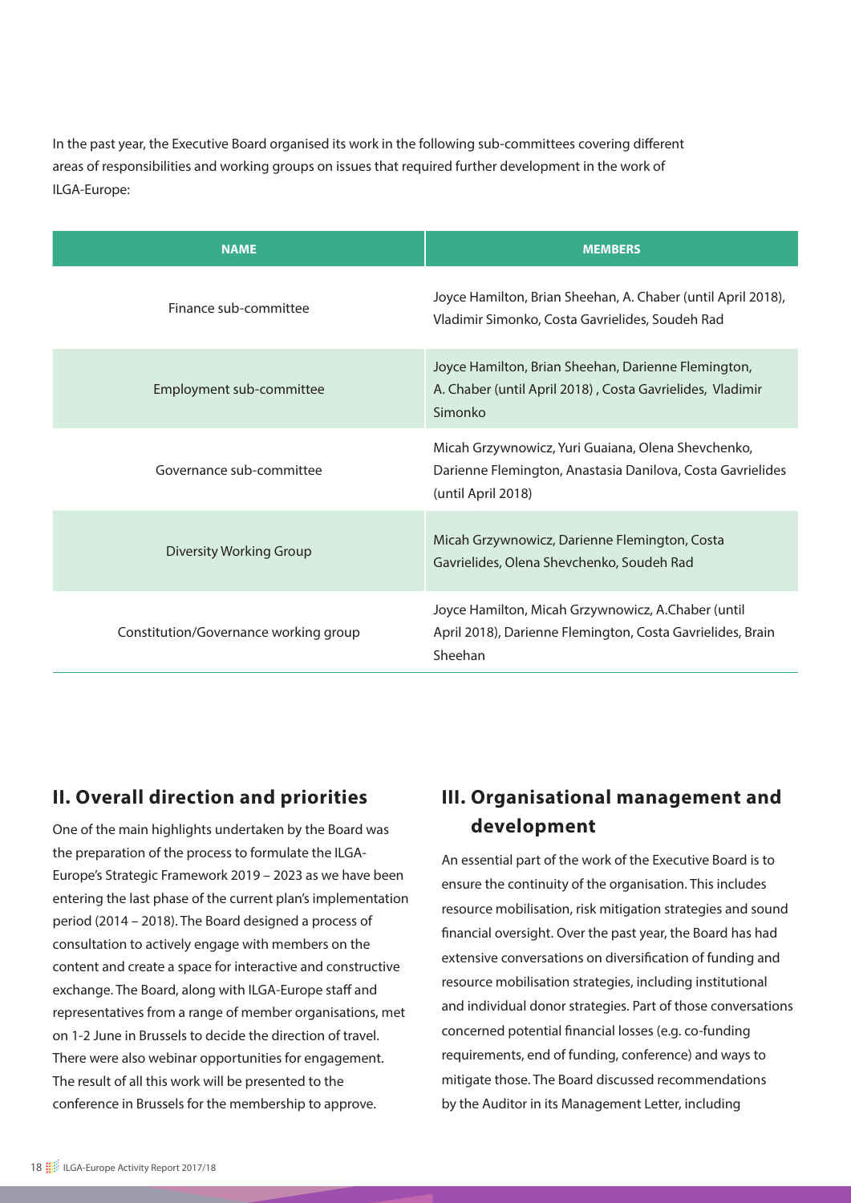In the past year, the Executive Board organised its work in the following sub-committees covering different areas of responsibilities and working groups on issues that required further development in the work of ILGA-Europe:

| NAME | MEMBERS |
| --- | --- |
| Finance sub-committee | Joyce Hamilton, Brian Sheehan, A. Chaber (until April 2018), Vladimir Simonko, Costa Gavrielides, Soudeh Rad |
| Employment sub-committee | Joyce Hamilton, Brian Sheehan, Darienne Flemington, A. Chaber (until April 2018) , Costa Gavrielides, Vladimir Simonko |
| Governance sub-committee | Micah Grzywnowicz, Yuri Guaiana, Olena Shevchenko, Darienne Flemington, Anastasia Danilova, Costa Gavrielides (until April 2018) |
| Diversity Working Group | Micah Grzywnowicz, Darienne Flemington, Costa Gavrielides, Olena Shevchenko, Soudeh Rad |
| Constitution/Governance working group | Joyce Hamilton, Micah Grzywnowicz, A.Chaber (until April 2018), Darienne Flemington, Costa Gavrielides, Brain Sheehan |

## II. Overall direction and priorities

One of the main highlights undertaken by the Board was the preparation of the process to formulate the ILGA-Europe's Strategic Framework 2019 – 2023 as we have been entering the last phase of the current plan's implementation period (2014 – 2018). The Board designed a process of consultation to actively engage with members on the content and create a space for interactive and constructive exchange. The Board, along with ILGA-Europe staff and representatives from a range of member organisations, met on 1-2 June in Brussels to decide the direction of travel. There were also webinar opportunities for engagement. The result of all this work will be presented to the conference in Brussels for the membership to approve.

## III. Organisational management and development

An essential part of the work of the Executive Board is to ensure the continuity of the organisation. This includes resource mobilisation, risk mitigation strategies and sound financial oversight. Over the past year, the Board has had extensive conversations on diversification of funding and resource mobilisation strategies, including institutional and individual donor strategies. Part of those conversations concerned potential financial losses (e.g. co-funding requirements, end of funding, conference) and ways to mitigate those. The Board discussed recommendations by the Auditor in its Management Letter, including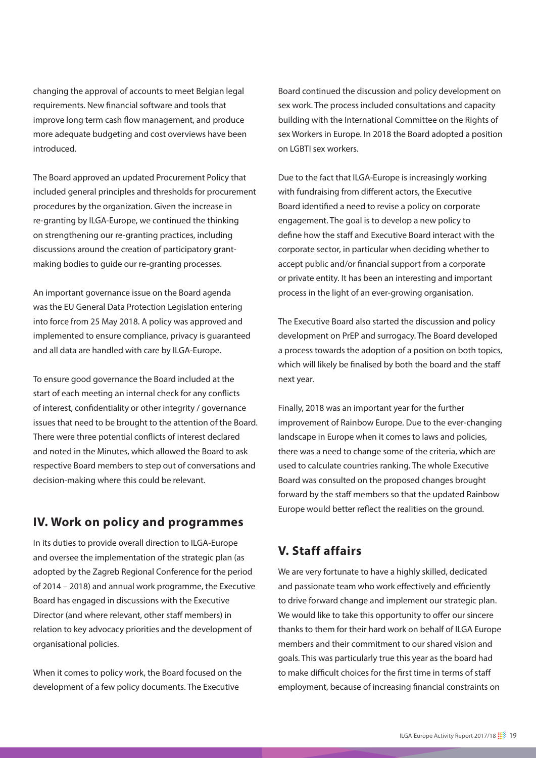changing the approval of accounts to meet Belgian legal requirements. New financial software and tools that improve long term cash flow management, and produce more adequate budgeting and cost overviews have been introduced.

The Board approved an updated Procurement Policy that included general principles and thresholds for procurement procedures by the organization. Given the increase in re-granting by ILGA-Europe, we continued the thinking on strengthening our re-granting practices, including discussions around the creation of participatory grant-making bodies to guide our re-granting processes.

An important governance issue on the Board agenda was the EU General Data Protection Legislation entering into force from 25 May 2018. A policy was approved and implemented to ensure compliance, privacy is guaranteed and all data are handled with care by ILGA-Europe.

To ensure good governance the Board included at the start of each meeting an internal check for any conflicts of interest, confidentiality or other integrity / governance issues that need to be brought to the attention of the Board. There were three potential conflicts of interest declared and noted in the Minutes, which allowed the Board to ask respective Board members to step out of conversations and decision-making where this could be relevant.

## IV. Work on policy and programmes

In its duties to provide overall direction to ILGA-Europe and oversee the implementation of the strategic plan (as adopted by the Zagreb Regional Conference for the period of 2014 – 2018) and annual work programme, the Executive Board has engaged in discussions with the Executive Director (and where relevant, other staff members) in relation to key advocacy priorities and the development of organisational policies.

When it comes to policy work, the Board focused on the development of a few policy documents. The Executive Board continued the discussion and policy development on sex work. The process included consultations and capacity building with the International Committee on the Rights of sex Workers in Europe. In 2018 the Board adopted a position on LGBTI sex workers.

Due to the fact that ILGA-Europe is increasingly working with fundraising from different actors, the Executive Board identified a need to revise a policy on corporate engagement. The goal is to develop a new policy to define how the staff and Executive Board interact with the corporate sector, in particular when deciding whether to accept public and/or financial support from a corporate or private entity. It has been an interesting and important process in the light of an ever-growing organisation.

The Executive Board also started the discussion and policy development on PrEP and surrogacy. The Board developed a process towards the adoption of a position on both topics, which will likely be finalised by both the board and the staff next year.

Finally, 2018 was an important year for the further improvement of Rainbow Europe. Due to the ever-changing landscape in Europe when it comes to laws and policies, there was a need to change some of the criteria, which are used to calculate countries ranking. The whole Executive Board was consulted on the proposed changes brought forward by the staff members so that the updated Rainbow Europe would better reflect the realities on the ground.

## V. Staff affairs

We are very fortunate to have a highly skilled, dedicated and passionate team who work effectively and efficiently to drive forward change and implement our strategic plan. We would like to take this opportunity to offer our sincere thanks to them for their hard work on behalf of ILGA Europe members and their commitment to our shared vision and goals. This was particularly true this year as the board had to make difficult choices for the first time in terms of staff employment, because of increasing financial constraints on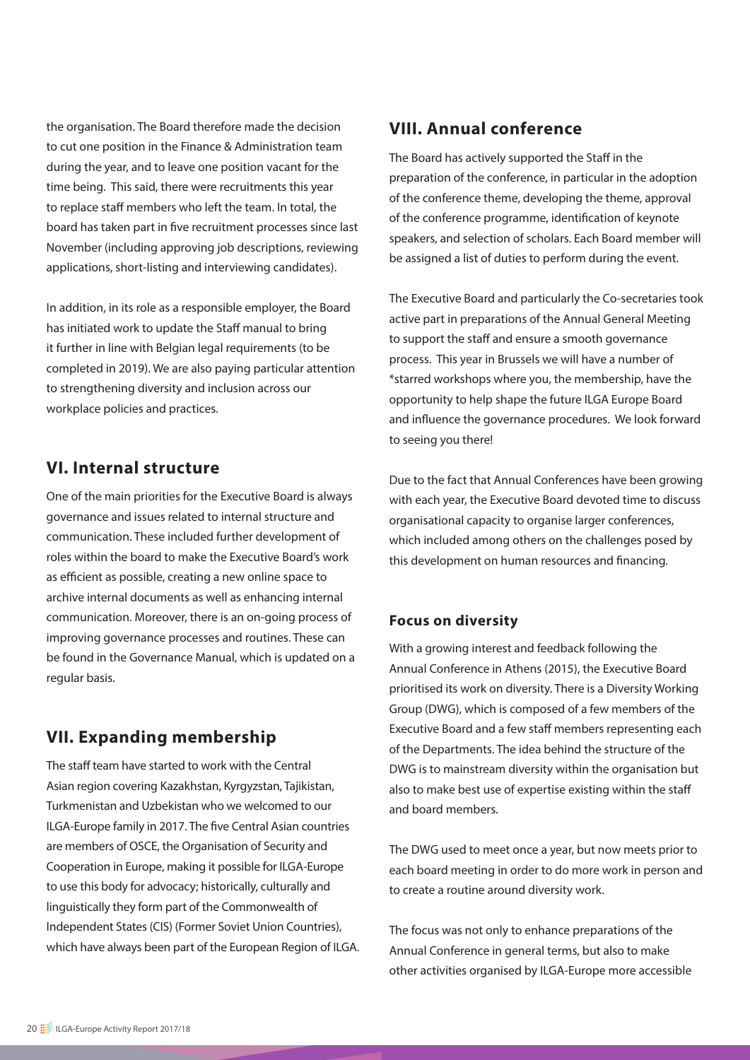the organisation. The Board therefore made the decision to cut one position in the Finance & Administration team during the year, and to leave one position vacant for the time being. This said, there were recruitments this year to replace staff members who left the team. In total, the board has taken part in five recruitment processes since last November (including approving job descriptions, reviewing applications, short-listing and interviewing candidates).

In addition, in its role as a responsible employer, the Board has initiated work to update the Staff manual to bring it further in line with Belgian legal requirements (to be completed in 2019). We are also paying particular attention to strengthening diversity and inclusion across our workplace policies and practices.

## VI. Internal structure

One of the main priorities for the Executive Board is always governance and issues related to internal structure and communication. These included further development of roles within the board to make the Executive Board's work as efficient as possible, creating a new online space to archive internal documents as well as enhancing internal communication. Moreover, there is an on-going process of improving governance processes and routines. These can be found in the Governance Manual, which is updated on a regular basis.

## VII. Expanding membership

The staff team have started to work with the Central Asian region covering Kazakhstan, Kyrgyzstan, Tajikistan, Turkmenistan and Uzbekistan who we welcomed to our ILGA-Europe family in 2017. The five Central Asian countries are members of OSCE, the Organisation of Security and Cooperation in Europe, making it possible for ILGA-Europe to use this body for advocacy; historically, culturally and linguistically they form part of the Commonwealth of Independent States (CIS) (Former Soviet Union Countries), which have always been part of the European Region of ILGA.

## VIII. Annual conference

The Board has actively supported the Staff in the preparation of the conference, in particular in the adoption of the conference theme, developing the theme, approval of the conference programme, identification of keynote speakers, and selection of scholars. Each Board member will be assigned a list of duties to perform during the event.

The Executive Board and particularly the Co-secretaries took active part in preparations of the Annual General Meeting to support the staff and ensure a smooth governance process. This year in Brussels we will have a number of *starred workshops where you, the membership, have the opportunity to help shape the future ILGA Europe Board and influence the governance procedures. We look forward to seeing you there!

Due to the fact that Annual Conferences have been growing with each year, the Executive Board devoted time to discuss organisational capacity to organise larger conferences, which included among others on the challenges posed by this development on human resources and financing.

### Focus on diversity

With a growing interest and feedback following the Annual Conference in Athens (2015), the Executive Board prioritised its work on diversity. There is a Diversity Working Group (DWG), which is composed of a few members of the Executive Board and a few staff members representing each of the Departments. The idea behind the structure of the DWG is to mainstream diversity within the organisation but also to make best use of expertise existing within the staff and board members.

The DWG used to meet once a year, but now meets prior to each board meeting in order to do more work in person and to create a routine around diversity work.

The focus was not only to enhance preparations of the Annual Conference in general terms, but also to make other activities organised by ILGA-Europe more accessible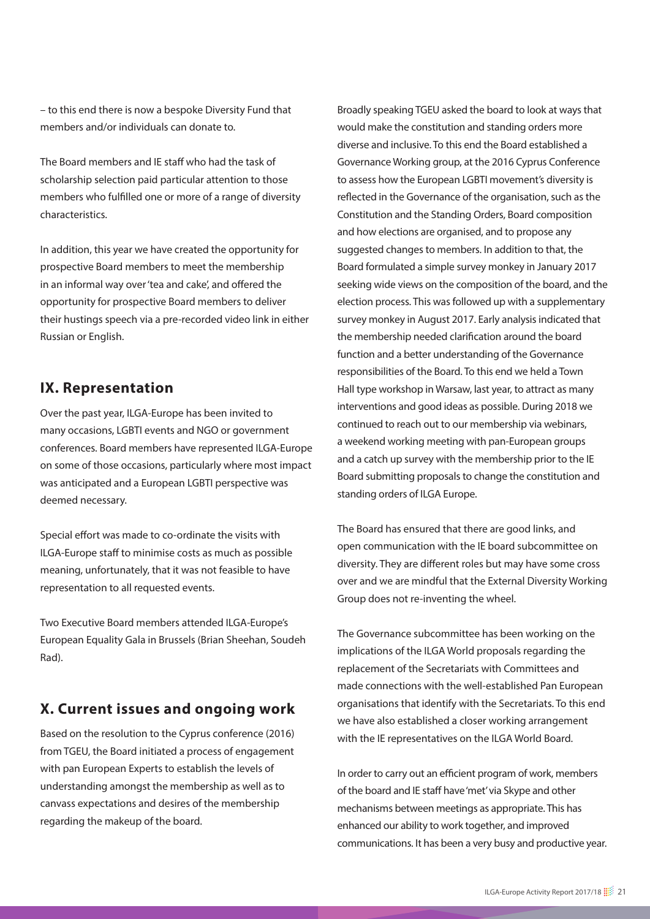– to this end there is now a bespoke Diversity Fund that members and/or individuals can donate to.

The Board members and IE staff who had the task of scholarship selection paid particular attention to those members who fulfilled one or more of a range of diversity characteristics.

In addition, this year we have created the opportunity for prospective Board members to meet the membership in an informal way over 'tea and cake', and offered the opportunity for prospective Board members to deliver their hustings speech via a pre-recorded video link in either Russian or English.

## IX. Representation

Over the past year, ILGA-Europe has been invited to many occasions, LGBTI events and NGO or government conferences. Board members have represented ILGA-Europe on some of those occasions, particularly where most impact was anticipated and a European LGBTI perspective was deemed necessary.

Special effort was made to co-ordinate the visits with ILGA-Europe staff to minimise costs as much as possible meaning, unfortunately, that it was not feasible to have representation to all requested events.

Two Executive Board members attended ILGA-Europe's European Equality Gala in Brussels (Brian Sheehan, Soudeh Rad).

## X. Current issues and ongoing work

Based on the resolution to the Cyprus conference (2016) from TGEU, the Board initiated a process of engagement with pan European Experts to establish the levels of understanding amongst the membership as well as to canvass expectations and desires of the membership regarding the makeup of the board.

Broadly speaking TGEU asked the board to look at ways that would make the constitution and standing orders more diverse and inclusive. To this end the Board established a Governance Working group, at the 2016 Cyprus Conference to assess how the European LGBTI movement's diversity is reflected in the Governance of the organisation, such as the Constitution and the Standing Orders, Board composition and how elections are organised, and to propose any suggested changes to members. In addition to that, the Board formulated a simple survey monkey in January 2017 seeking wide views on the composition of the board, and the election process. This was followed up with a supplementary survey monkey in August 2017. Early analysis indicated that the membership needed clarification around the board function and a better understanding of the Governance responsibilities of the Board. To this end we held a Town Hall type workshop in Warsaw, last year, to attract as many interventions and good ideas as possible. During 2018 we continued to reach out to our membership via webinars, a weekend working meeting with pan-European groups and a catch up survey with the membership prior to the IE Board submitting proposals to change the constitution and standing orders of ILGA Europe.

The Board has ensured that there are good links, and open communication with the IE board subcommittee on diversity. They are different roles but may have some cross over and we are mindful that the External Diversity Working Group does not re-inventing the wheel.

The Governance subcommittee has been working on the implications of the ILGA World proposals regarding the replacement of the Secretariats with Committees and made connections with the well-established Pan European organisations that identify with the Secretariats. To this end we have also established a closer working arrangement with the IE representatives on the ILGA World Board.

In order to carry out an efficient program of work, members of the board and IE staff have 'met' via Skype and other mechanisms between meetings as appropriate. This has enhanced our ability to work together, and improved communications. It has been a very busy and productive year.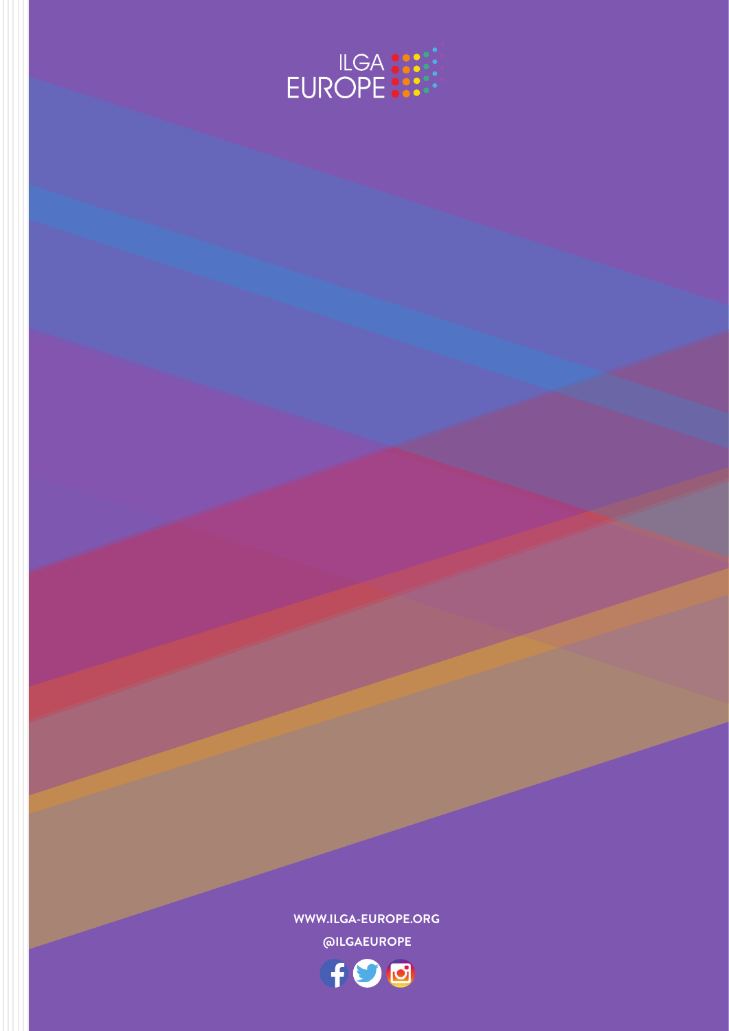ILGA EUROPE

WWW.ILGA-EUROPE.ORG

@ILGAEUROPE